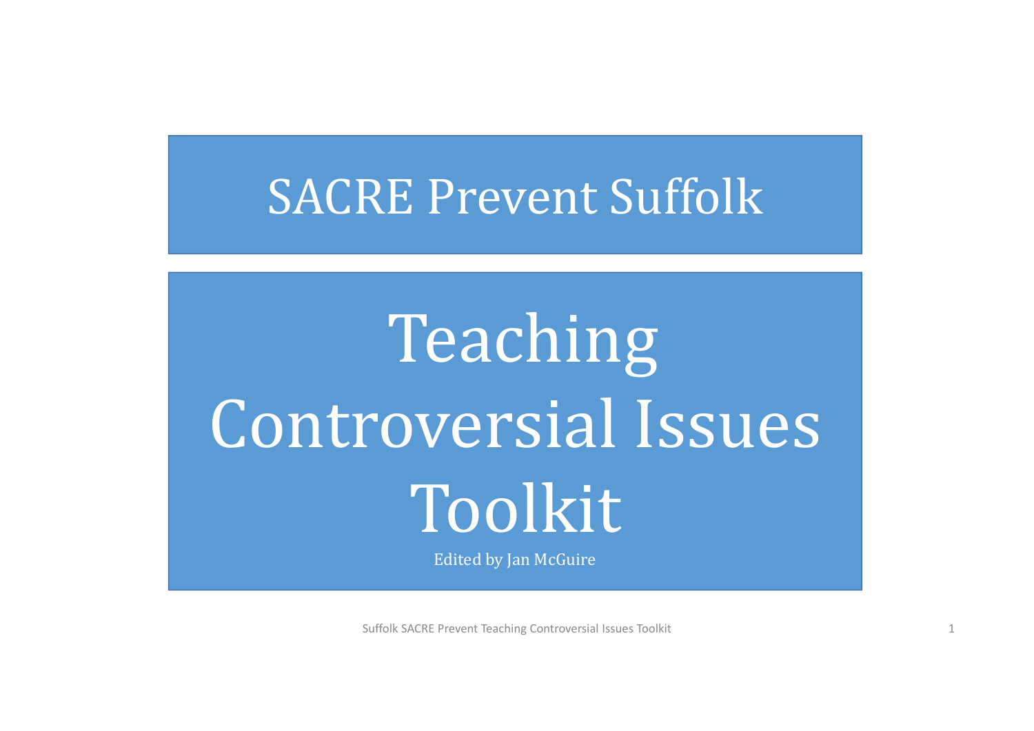# SACRE Prevent Suffolk

# Teaching Controversial Issues Toolkit

Edited by Jan McGuire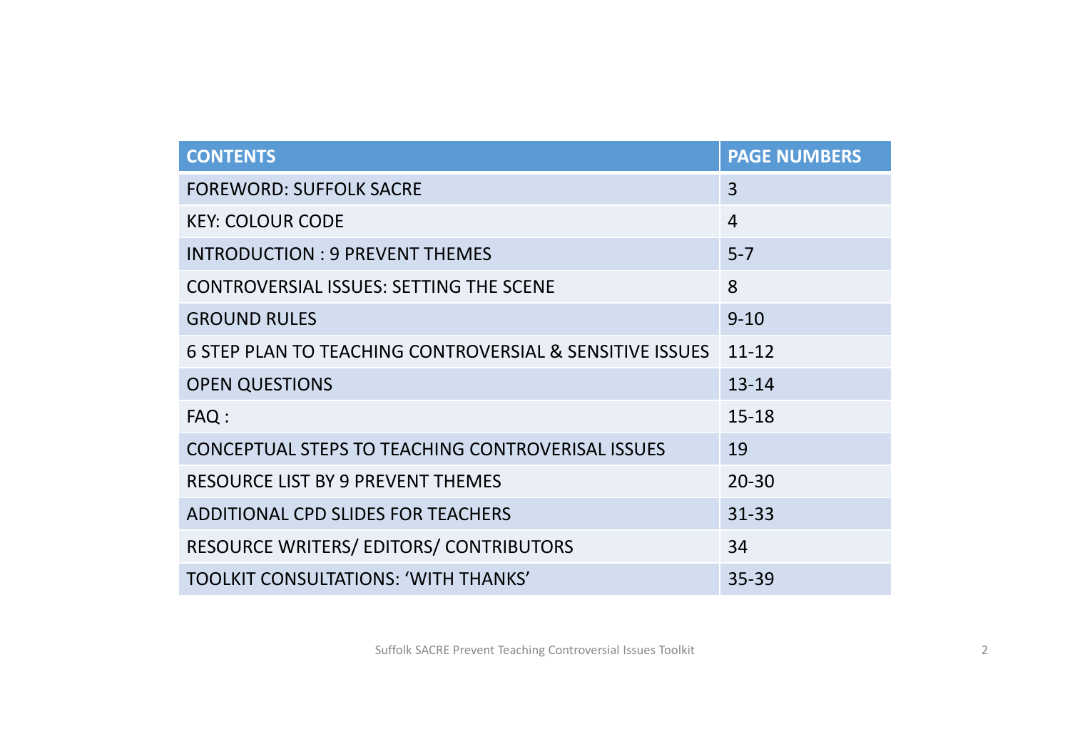| CONTENTS | PAGE NUMBERS |
|---|---|
| FOREWORD: SUFFOLK SACRE | 3 |
| KEY: COLOUR CODE | 4 |
| INTRODUCTION : 9 PREVENT THEMES | 5-7 |
| CONTROVERSIAL ISSUES: SETTING THE SCENE | 8 |
| GROUND RULES | 9-10 |
| 6 STEP PLAN TO TEACHING CONTROVERSIAL & SENSITIVE ISSUES | 11-12 |
| OPEN QUESTIONS | 13-14 |
| FAQ : | 15-18 |
| CONCEPTUAL STEPS TO TEACHING CONTROVERISAL ISSUES | 19 |
| RESOURCE LIST BY 9 PREVENT THEMES | 20-30 |
| ADDITIONAL CPD SLIDES FOR TEACHERS | 31-33 |
| RESOURCE WRITERS/ EDITORS/ CONTRIBUTORS | 34 |
| TOOLKIT CONSULTATIONS: 'WITH THANKS' | 35-39 |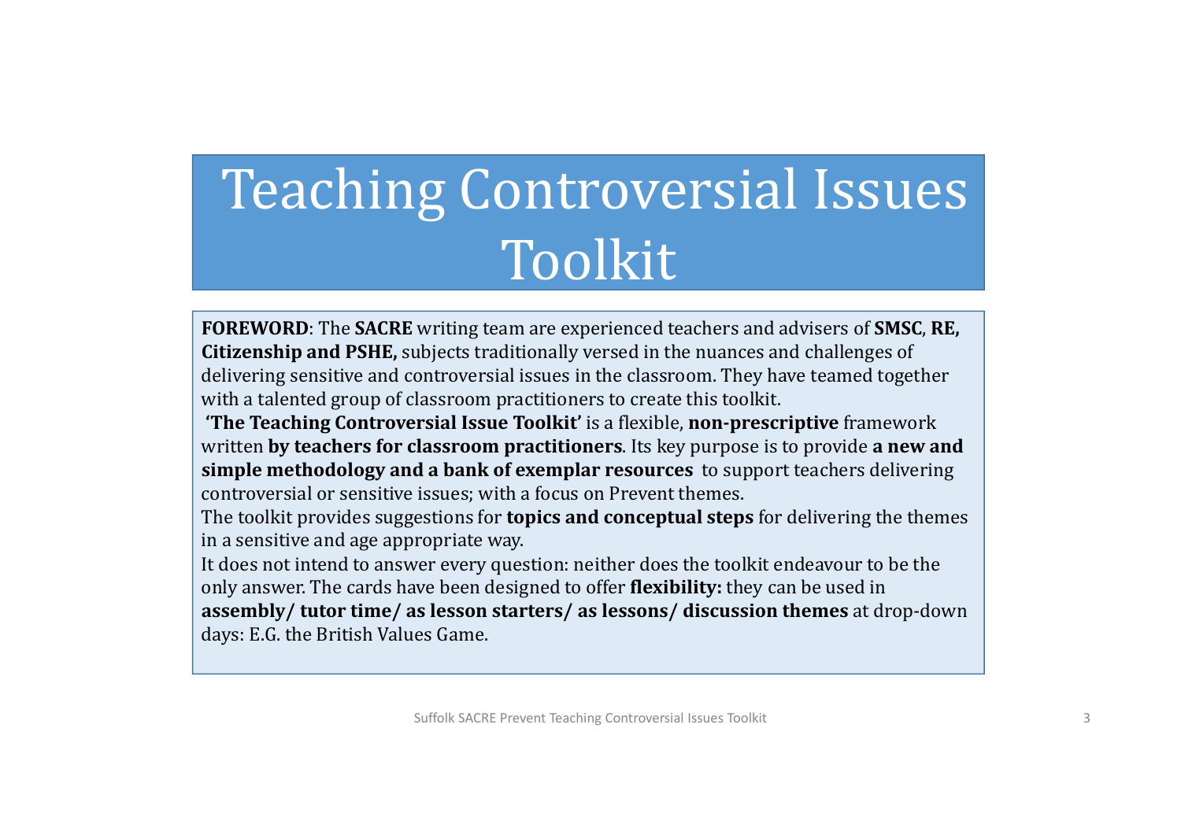# Teaching Controversial Issues Toolkit

**FOREWORD**: The **SACRE** writing team are experienced teachers and advisers of **SMSC**, **RE, Citizenship and PSHE,** subjects traditionally versed in the nuances and challenges of delivering sensitive and controversial issues in the classroom. They have teamed together with a talented group of classroom practitioners to create this toolkit.

**'The Teaching Controversial Issue Toolkit'** is a flexible, **non-prescriptive** framework written **by teachers for classroom practitioners**. Its key purpose is to provide **a new and simple methodology and a bank of exemplar resources** to support teachers delivering controversial or sensitive issues; with a focus on Prevent themes.

The toolkit provides suggestions for **topics and conceptual steps** for delivering the themes in a sensitive and age appropriate way.

It does not intend to answer every question: neither does the toolkit endeavour to be the only answer. The cards have been designed to offer **flexibility:** they can be used in **assembly/ tutor time/ as lesson starters/ as lessons/ discussion themes** at drop-down days: E.G. the British Values Game.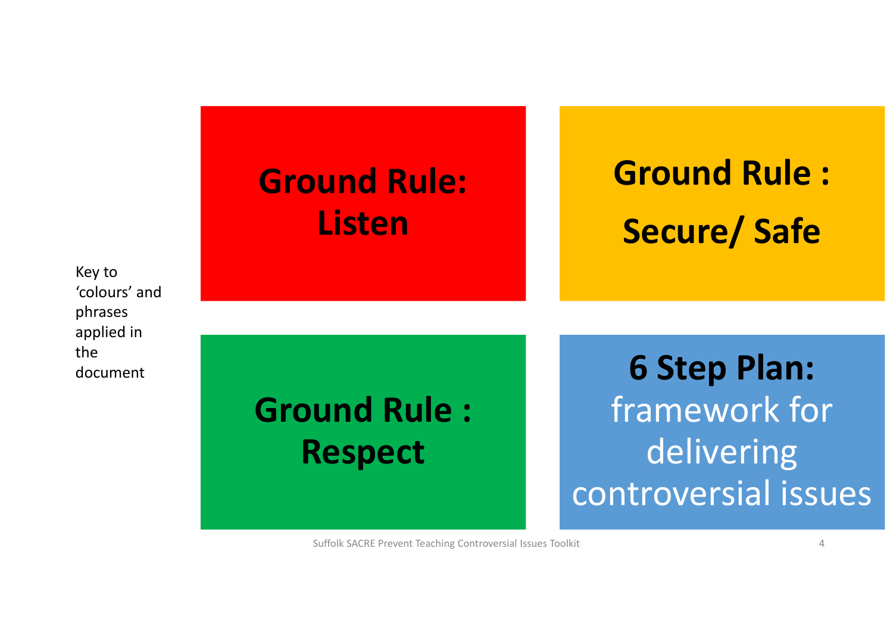Key to 'colours' and phrases applied in the document

**Ground Rule: Listen**

**Ground Rule : Secure/ Safe**

**Ground Rule : Respect**

**6 Step Plan:** framework for delivering controversial issues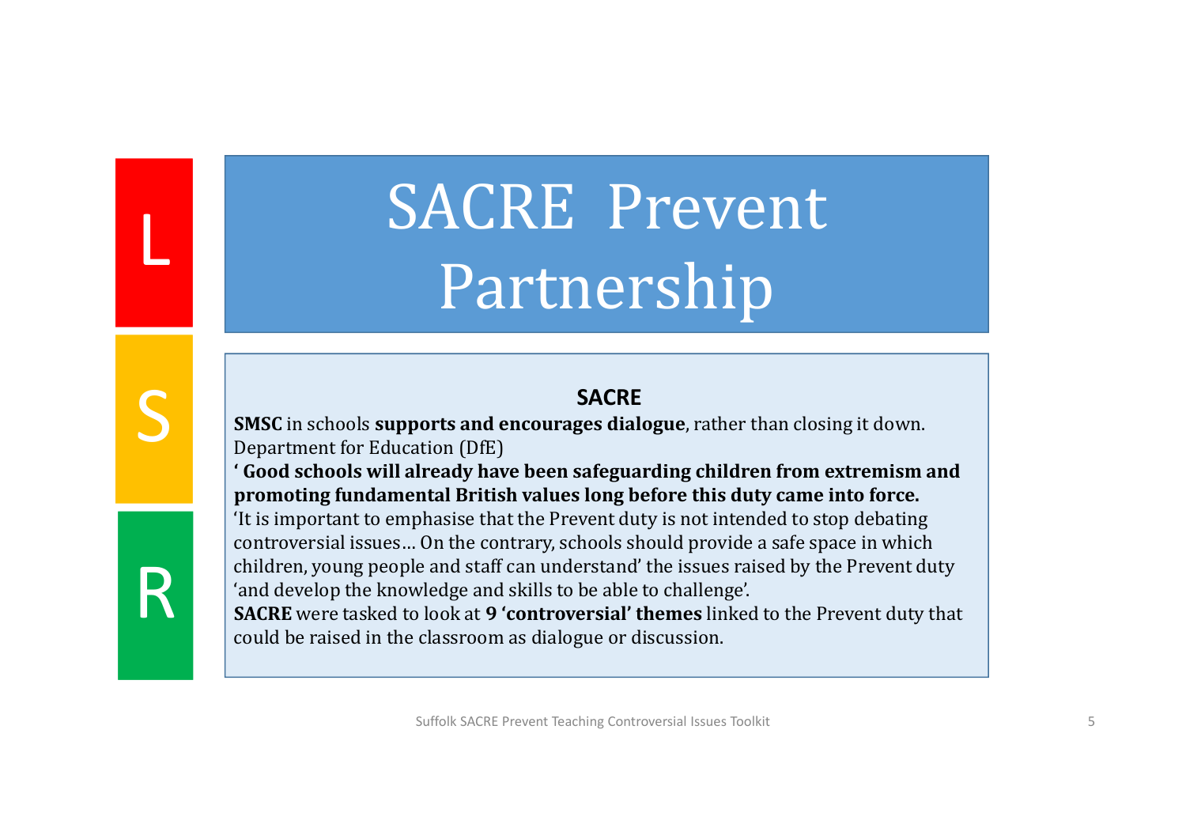L

S

R

# SACRE Prevent Partnership

**SACRE**

**SMSC** in schools **supports and encourages dialogue**, rather than closing it down.
Department for Education (DfE)
**' Good schools will already have been safeguarding children from extremism and promoting fundamental British values long before this duty came into force.**
'It is important to emphasise that the Prevent duty is not intended to stop debating controversial issues… On the contrary, schools should provide a safe space in which children, young people and staff can understand' the issues raised by the Prevent duty 'and develop the knowledge and skills to be able to challenge'.
**SACRE** were tasked to look at **9 'controversial' themes** linked to the Prevent duty that could be raised in the classroom as dialogue or discussion.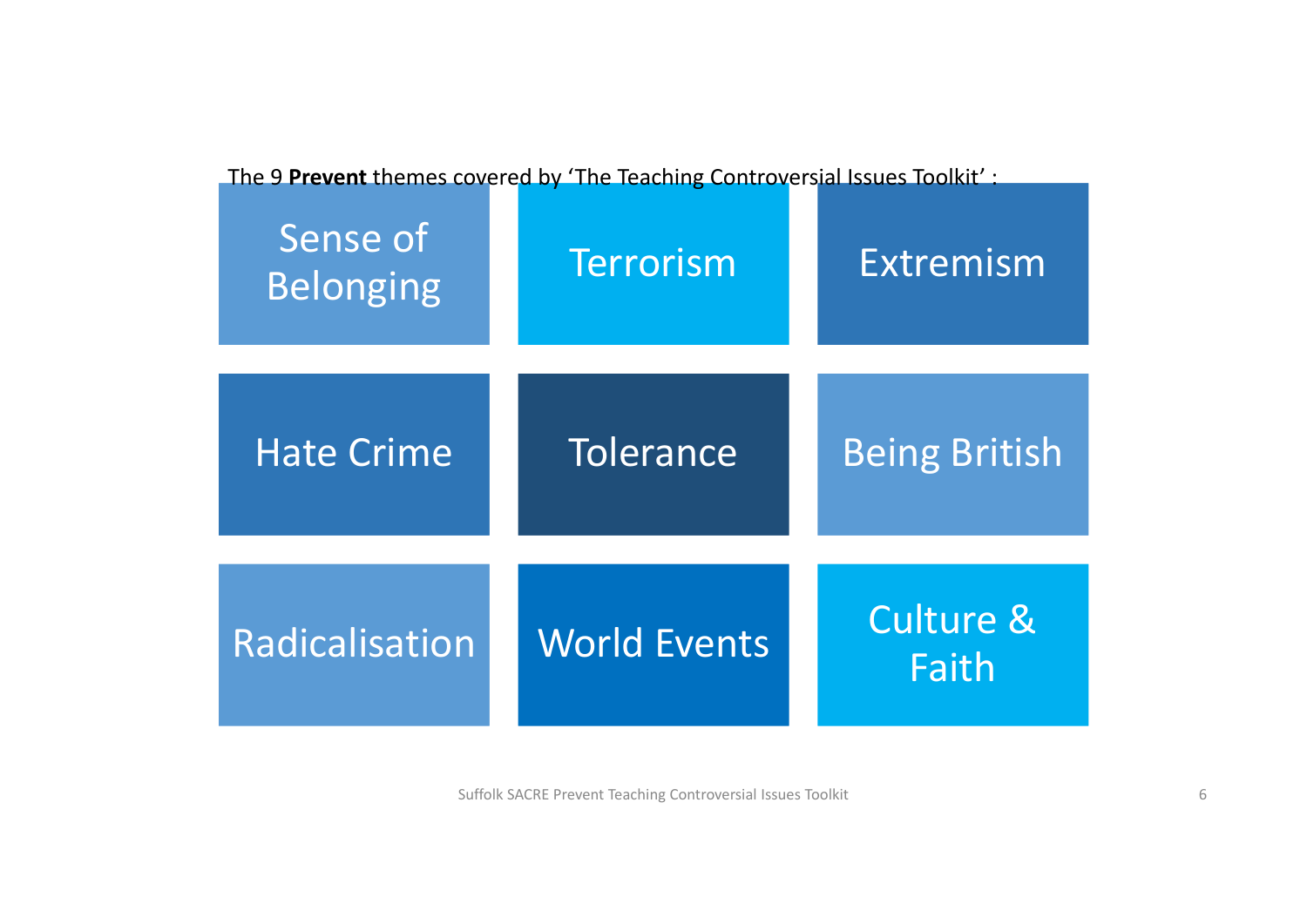The 9 **Prevent** themes covered by 'The Teaching Controversial Issues Toolkit' :

| | | |
|---|---|---|
| Sense of Belonging | Terrorism | Extremism |
| Hate Crime | Tolerance | Being British |
| Radicalisation | World Events | Culture & Faith |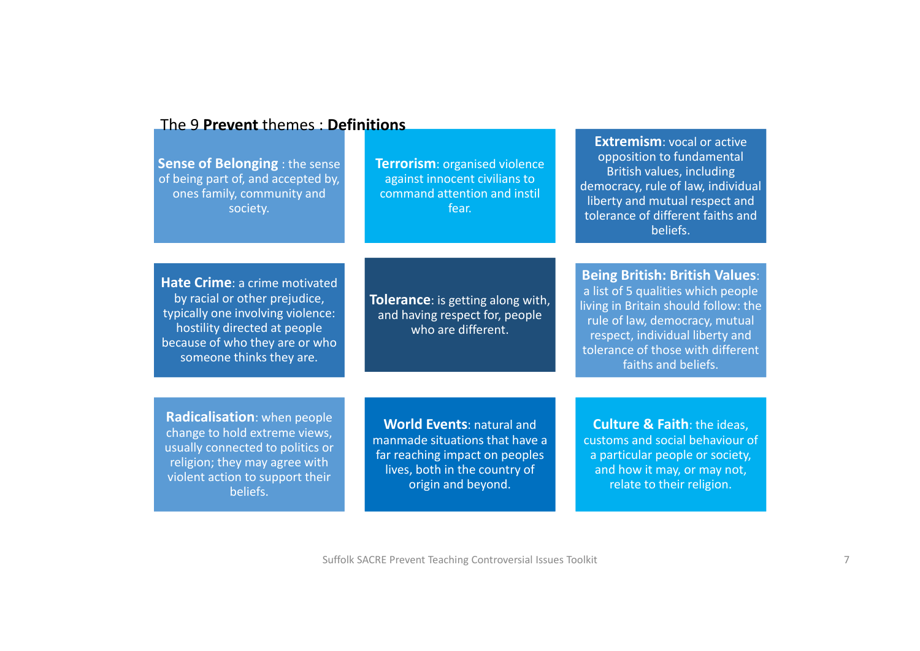## The 9 **Prevent** themes : **Definitions**

**Sense of Belonging** : the sense of being part of, and accepted by, ones family, community and society.

**Terrorism**: organised violence against innocent civilians to command attention and instil fear.

**Extremism**: vocal or active opposition to fundamental British values, including democracy, rule of law, individual liberty and mutual respect and tolerance of different faiths and beliefs.

**Hate Crime**: a crime motivated by racial or other prejudice, typically one involving violence: hostility directed at people because of who they are or who someone thinks they are.

**Tolerance**: is getting along with, and having respect for, people who are different.

**Being British: British Values**: a list of 5 qualities which people living in Britain should follow: the rule of law, democracy, mutual respect, individual liberty and tolerance of those with different faiths and beliefs.

**Radicalisation**: when people change to hold extreme views, usually connected to politics or religion; they may agree with violent action to support their beliefs.

**World Events**: natural and manmade situations that have a far reaching impact on peoples lives, both in the country of origin and beyond.

**Culture & Faith**: the ideas, customs and social behaviour of a particular people or society, and how it may, or may not, relate to their religion.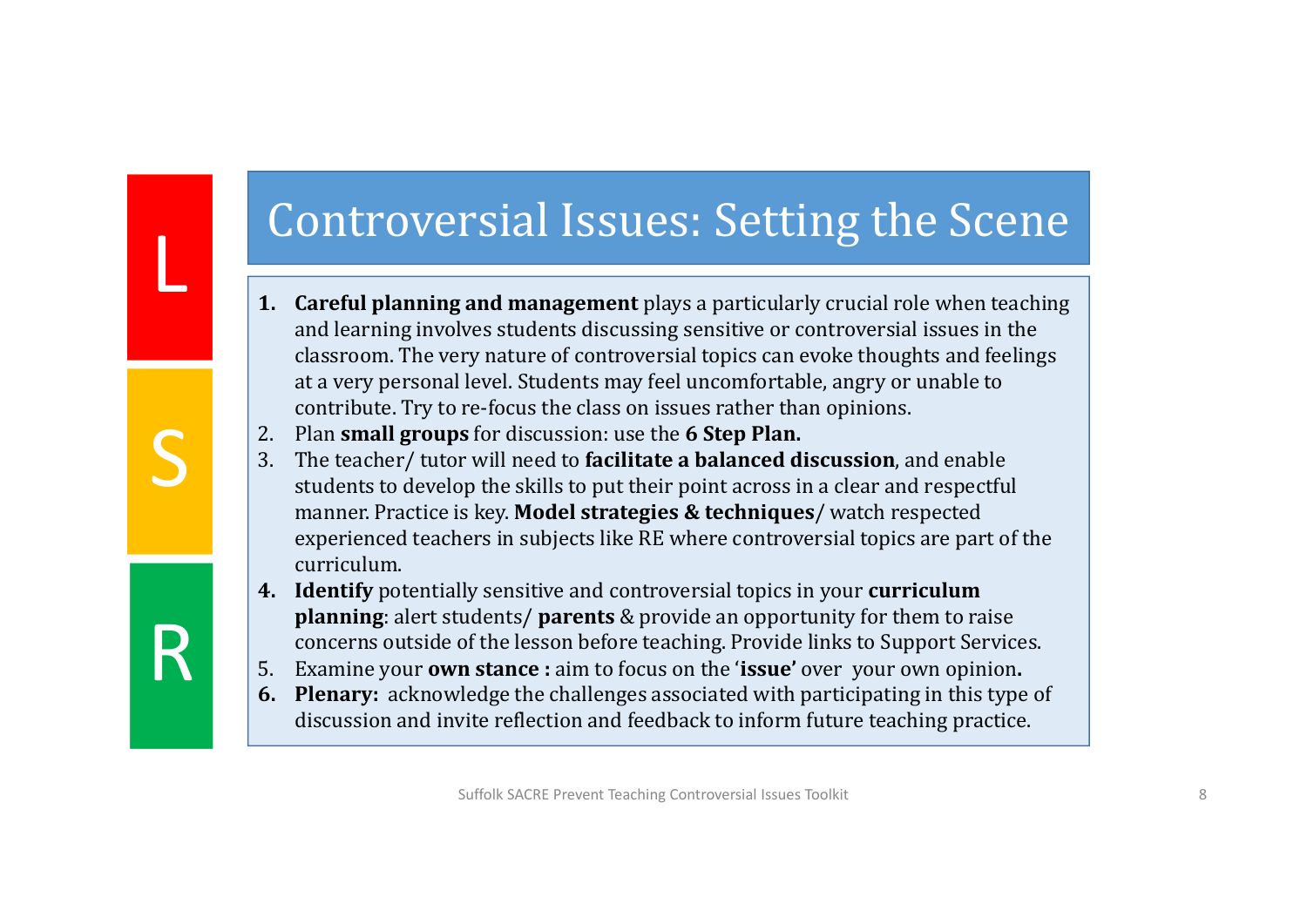L

S

R

# Controversial Issues: Setting the Scene

1. **Careful planning and management** plays a particularly crucial role when teaching and learning involves students discussing sensitive or controversial issues in the classroom. The very nature of controversial topics can evoke thoughts and feelings at a very personal level. Students may feel uncomfortable, angry or unable to contribute. Try to re-focus the class on issues rather than opinions.
2. Plan **small groups** for discussion: use the **6 Step Plan.**
3. The teacher/ tutor will need to **facilitate a balanced discussion**, and enable students to develop the skills to put their point across in a clear and respectful manner. Practice is key. **Model strategies & techniques**/ watch respected experienced teachers in subjects like RE where controversial topics are part of the curriculum.
4. **Identify** potentially sensitive and controversial topics in your **curriculum planning**: alert students/ **parents** & provide an opportunity for them to raise concerns outside of the lesson before teaching. Provide links to Support Services.
5. Examine your **own stance :** aim to focus on the '**issue'** over your own opinion**.**
6. **Plenary:** acknowledge the challenges associated with participating in this type of discussion and invite reflection and feedback to inform future teaching practice.

Suffolk SACRE Prevent Teaching Controversial Issues Toolkit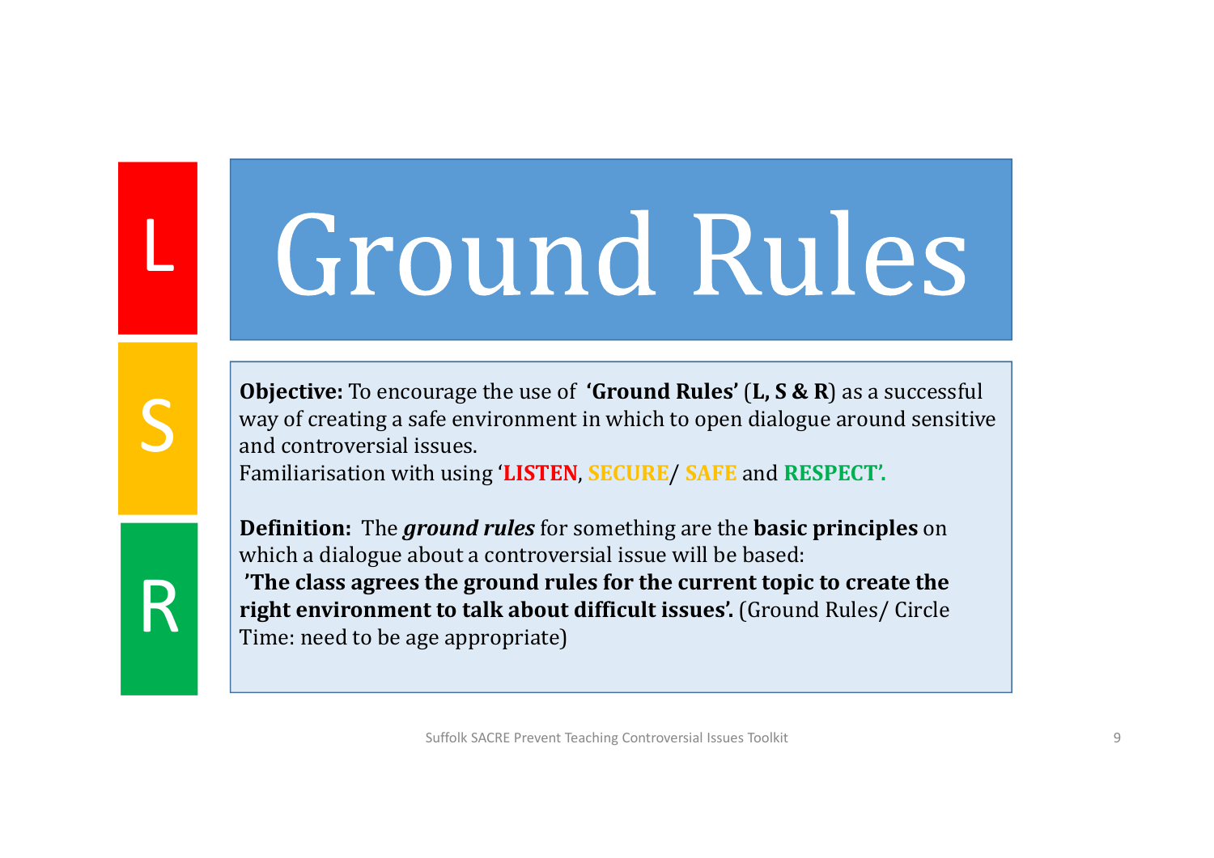L

S

R

# Ground Rules

**Objective:** To encourage the use of **'Ground Rules'** (**L, S & R**) as a successful way of creating a safe environment in which to open dialogue around sensitive and controversial issues.
Familiarisation with using '**LISTEN**, **SECURE**/ **SAFE** and **RESPECT'.**

**Definition:** The ***ground rules*** for something are the **basic principles** on which a dialogue about a controversial issue will be based:
**'The class agrees the ground rules for the current topic to create the right environment to talk about difficult issues'.** (Ground Rules/ Circle Time: need to be age appropriate)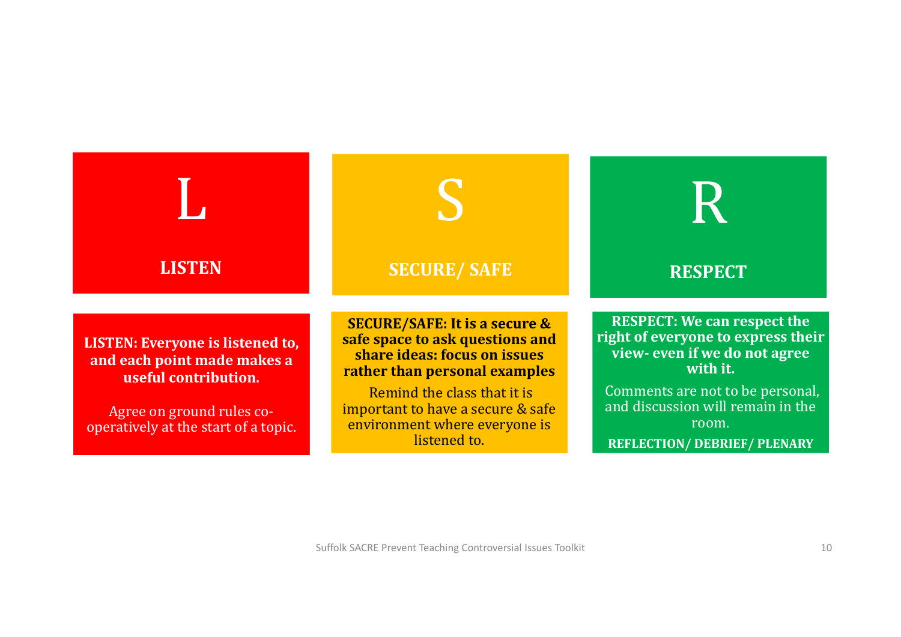## L

**LISTEN**

**LISTEN: Everyone is listened to, and each point made makes a useful contribution.**

Agree on ground rules co-operatively at the start of a topic.

## S

**SECURE/ SAFE**

**SECURE/SAFE: It is a secure & safe space to ask questions and share ideas: focus on issues rather than personal examples**

Remind the class that it is important to have a secure & safe environment where everyone is listened to.

## R

**RESPECT**

**RESPECT: We can respect the right of everyone to express their view- even if we do not agree with it.**

Comments are not to be personal, and discussion will remain in the room.

**REFLECTION/ DEBRIEF/ PLENARY**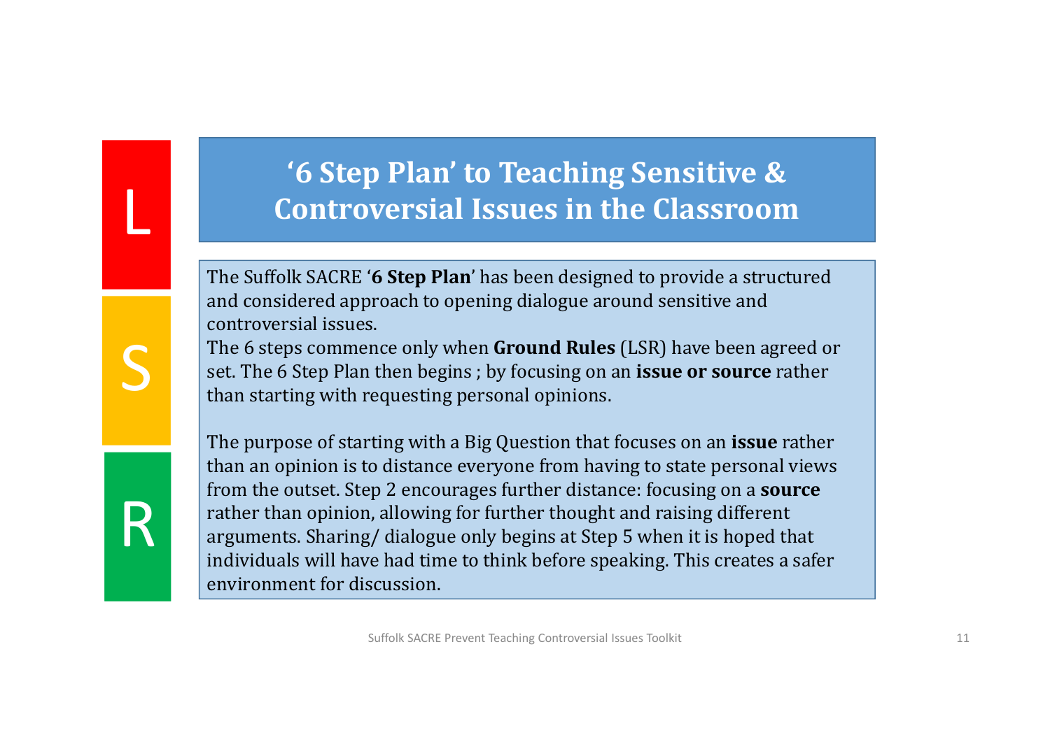L

S

R

# '6 Step Plan' to Teaching Sensitive & Controversial Issues in the Classroom

The Suffolk SACRE '**6 Step Plan**' has been designed to provide a structured and considered approach to opening dialogue around sensitive and controversial issues.
The 6 steps commence only when **Ground Rules** (LSR) have been agreed or set. The 6 Step Plan then begins ; by focusing on an **issue or source** rather than starting with requesting personal opinions.

The purpose of starting with a Big Question that focuses on an **issue** rather than an opinion is to distance everyone from having to state personal views from the outset. Step 2 encourages further distance: focusing on a **source** rather than opinion, allowing for further thought and raising different arguments. Sharing/ dialogue only begins at Step 5 when it is hoped that individuals will have had time to think before speaking. This creates a safer environment for discussion.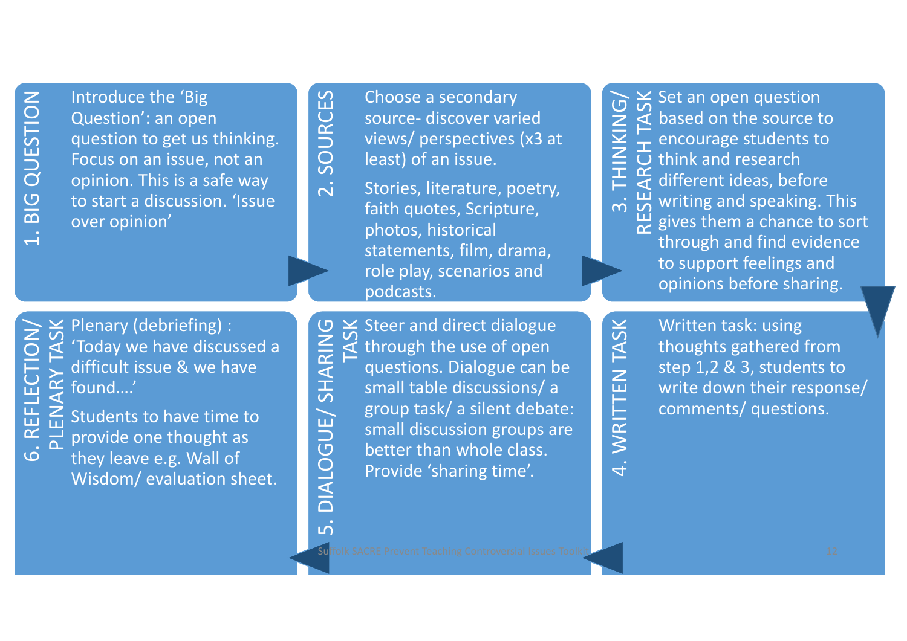## 1. BIG QUESTION

Introduce the 'Big Question': an open question to get us thinking. Focus on an issue, not an opinion. This is a safe way to start a discussion. 'Issue over opinion'

## 2. SOURCES

Choose a secondary source- discover varied views/ perspectives (x3 at least) of an issue.

Stories, literature, poetry, faith quotes, Scripture, photos, historical statements, film, drama, role play, scenarios and podcasts.

## 3. THINKING/ RESEARCH TASK

Set an open question based on the source to encourage students to think and research different ideas, before writing and speaking. This gives them a chance to sort through and find evidence to support feelings and opinions before sharing.

## 4. WRITTEN TASK

Written task: using thoughts gathered from step 1,2 & 3, students to write down their response/ comments/ questions.

## 5. DIALOGUE/ SHARING TASK

Steer and direct dialogue through the use of open questions. Dialogue can be small table discussions/ a group task/ a silent debate: small discussion groups are better than whole class. Provide 'sharing time'.

## 6. REFLECTION/ PLENARY TASK

Plenary (debriefing) : 'Today we have discussed a difficult issue & we have found….'

Students to have time to provide one thought as they leave e.g. Wall of Wisdom/ evaluation sheet.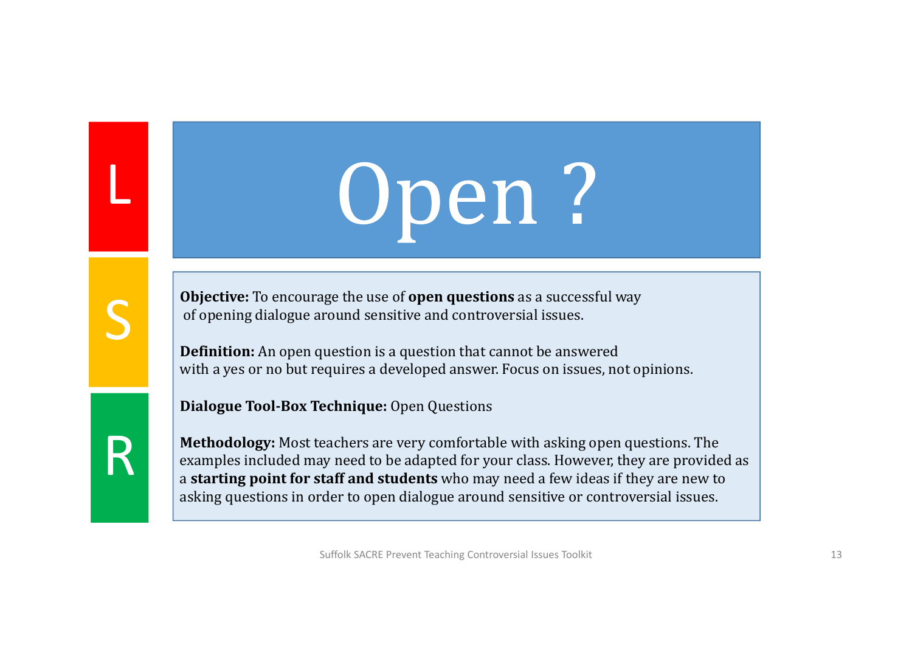L

S

R

# Open ?

**Objective:** To encourage the use of **open questions** as a successful way of opening dialogue around sensitive and controversial issues.

**Definition:** An open question is a question that cannot be answered with a yes or no but requires a developed answer. Focus on issues, not opinions.

**Dialogue Tool-Box Technique:** Open Questions

**Methodology:** Most teachers are very comfortable with asking open questions. The examples included may need to be adapted for your class. However, they are provided as a **starting point for staff and students** who may need a few ideas if they are new to asking questions in order to open dialogue around sensitive or controversial issues.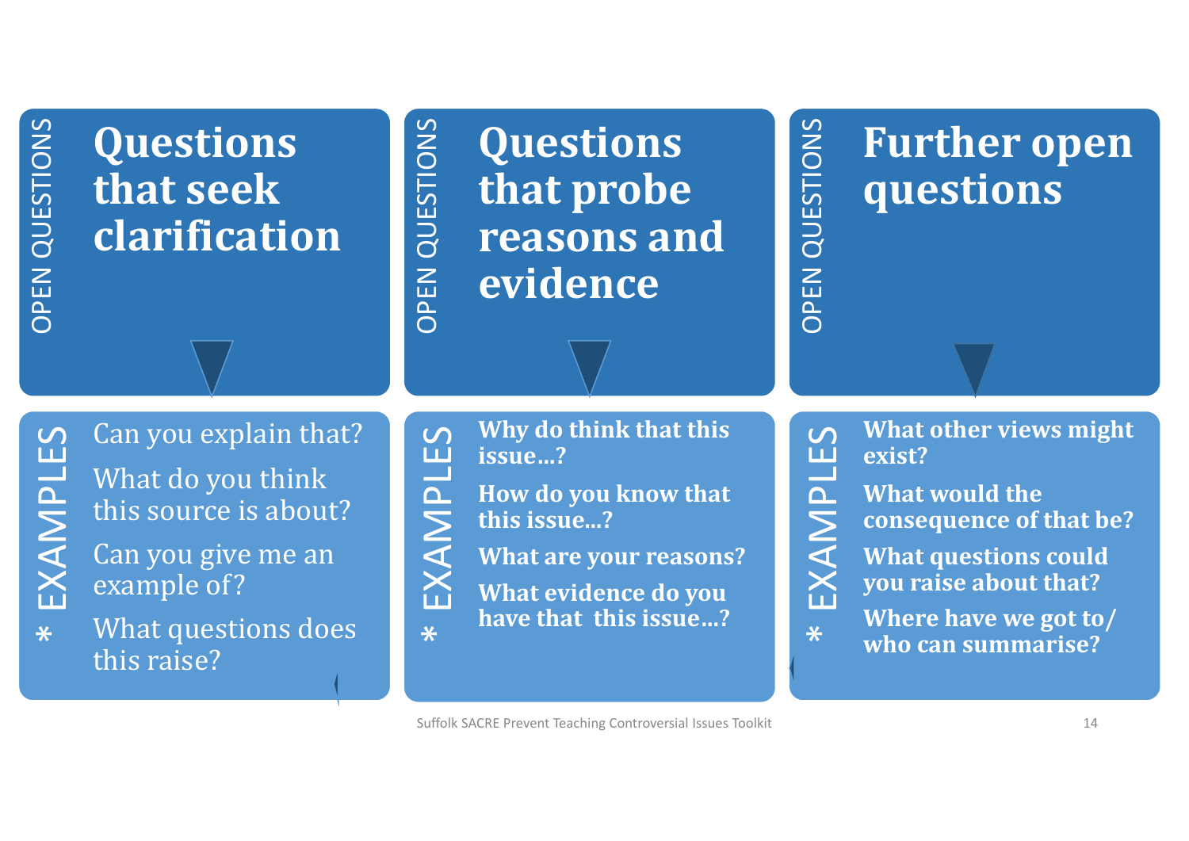## OPEN QUESTIONS

### Questions that seek clarification

*EXAMPLES*

- Can you explain that?
- What do you think this source is about?
- Can you give me an example of?
- What questions does this raise?

## OPEN QUESTIONS

### Questions that probe reasons and evidence

*EXAMPLES*

- **Why do think that this issue…?**
- **How do you know that this issue…?**
- **What are your reasons?**
- **What evidence do you have that this issue…?**

## OPEN QUESTIONS

### Further open questions

*EXAMPLES*

- **What other views might exist?**
- **What would the consequence of that be?**
- **What questions could you raise about that?**
- **Where have we got to/ who can summarise?**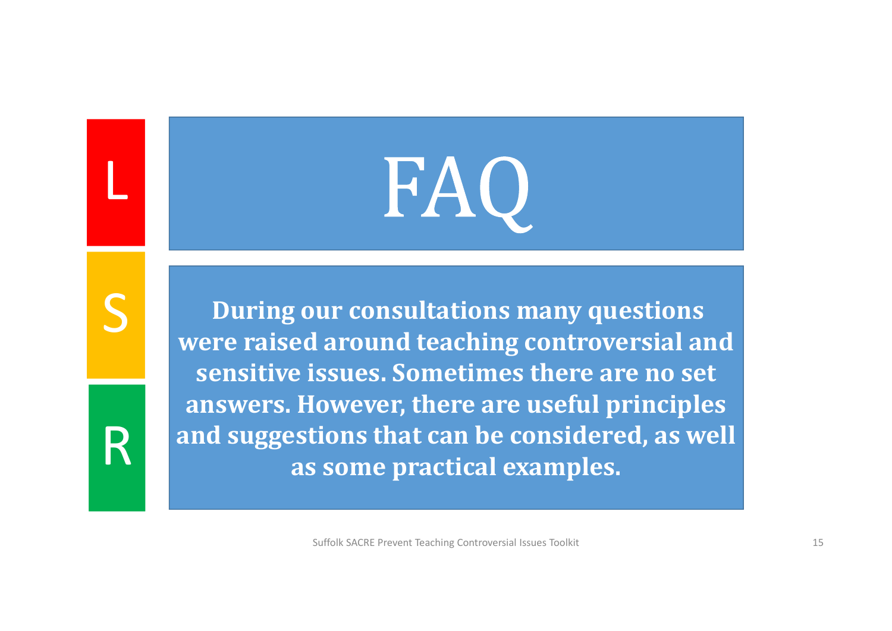L

S

R

# FAQ

**During our consultations many questions were raised around teaching controversial and sensitive issues. Sometimes there are no set answers. However, there are useful principles and suggestions that can be considered, as well as some practical examples.**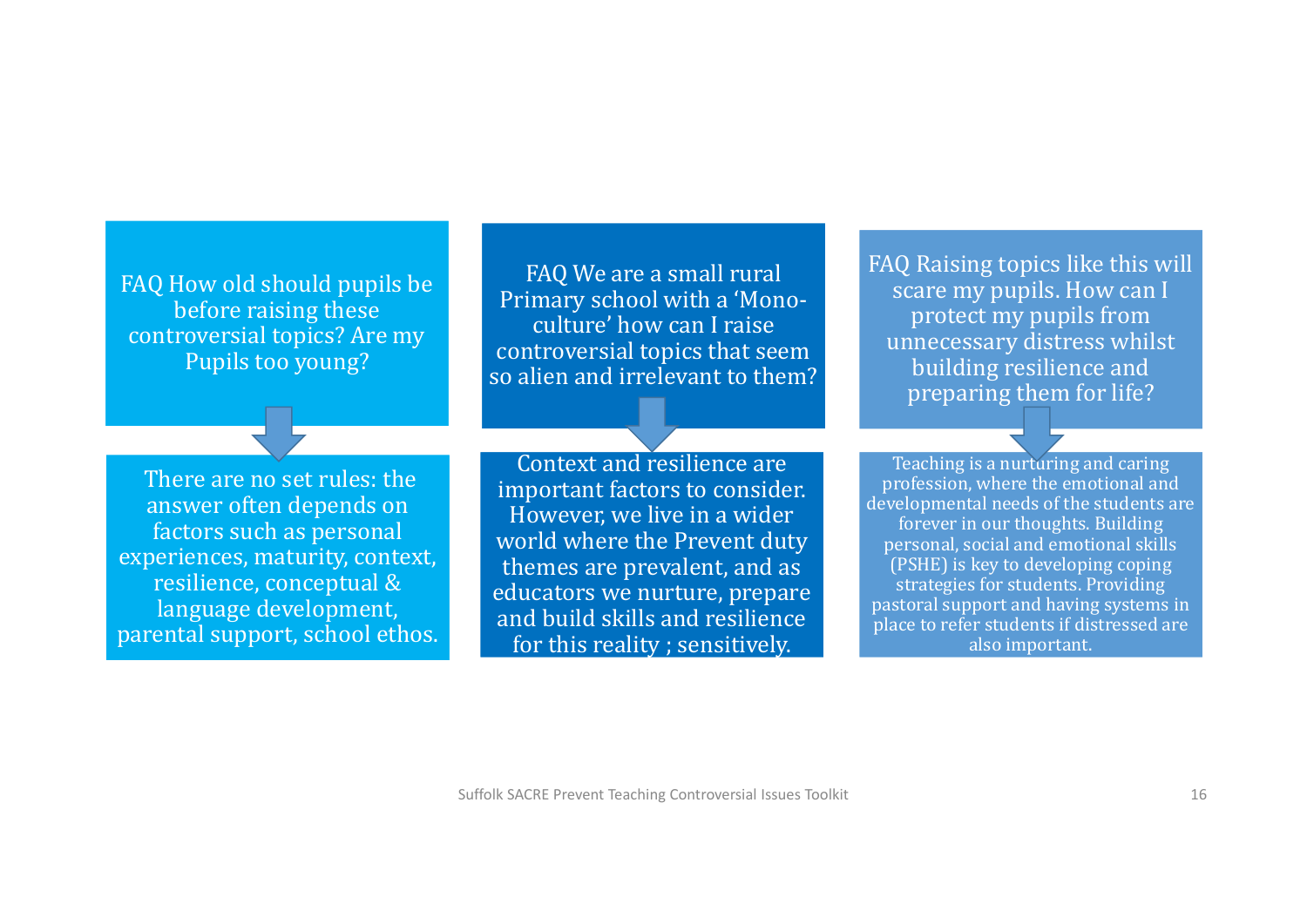**FAQ How old should pupils be before raising these controversial topics? Are my Pupils too young?**

There are no set rules: the answer often depends on factors such as personal experiences, maturity, context, resilience, conceptual & language development, parental support, school ethos.

**FAQ We are a small rural Primary school with a 'Mono-culture' how can I raise controversial topics that seem so alien and irrelevant to them?**

Context and resilience are important factors to consider. However, we live in a wider world where the Prevent duty themes are prevalent, and as educators we nurture, prepare and build skills and resilience for this reality ; sensitively.

**FAQ Raising topics like this will scare my pupils. How can I protect my pupils from unnecessary distress whilst building resilience and preparing them for life?**

Teaching is a nurturing and caring profession, where the emotional and developmental needs of the students are forever in our thoughts. Building personal, social and emotional skills (PSHE) is key to developing coping strategies for students. Providing pastoral support and having systems in place to refer students if distressed are also important.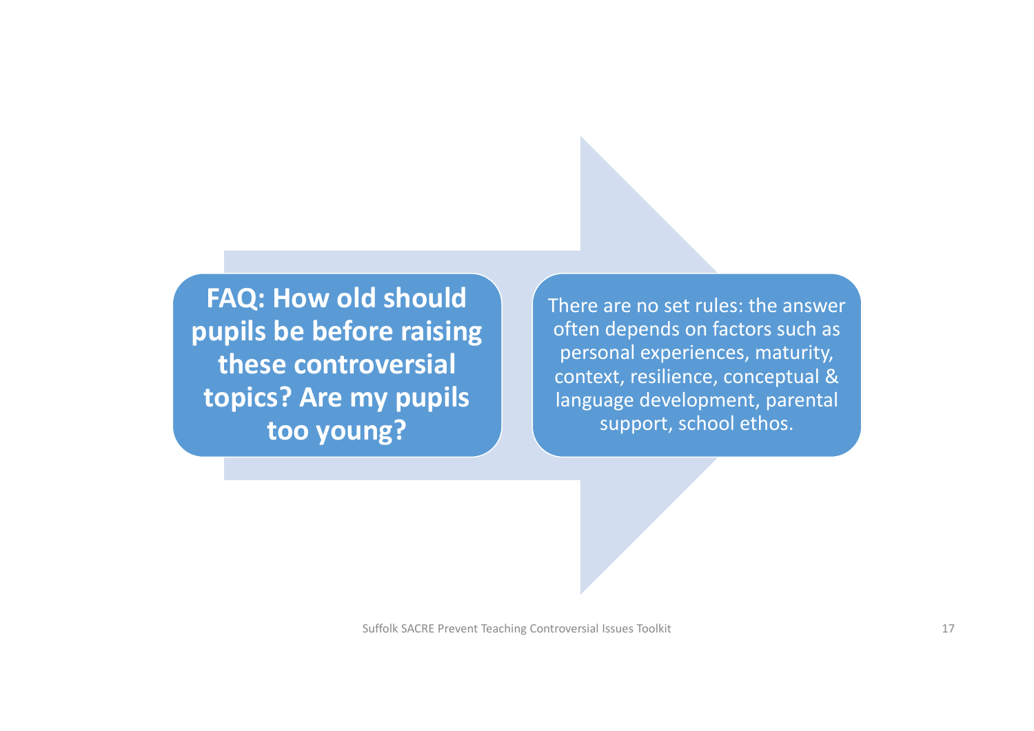**FAQ: How old should pupils be before raising these controversial topics? Are my pupils too young?**

There are no set rules: the answer often depends on factors such as personal experiences, maturity, context, resilience, conceptual & language development, parental support, school ethos.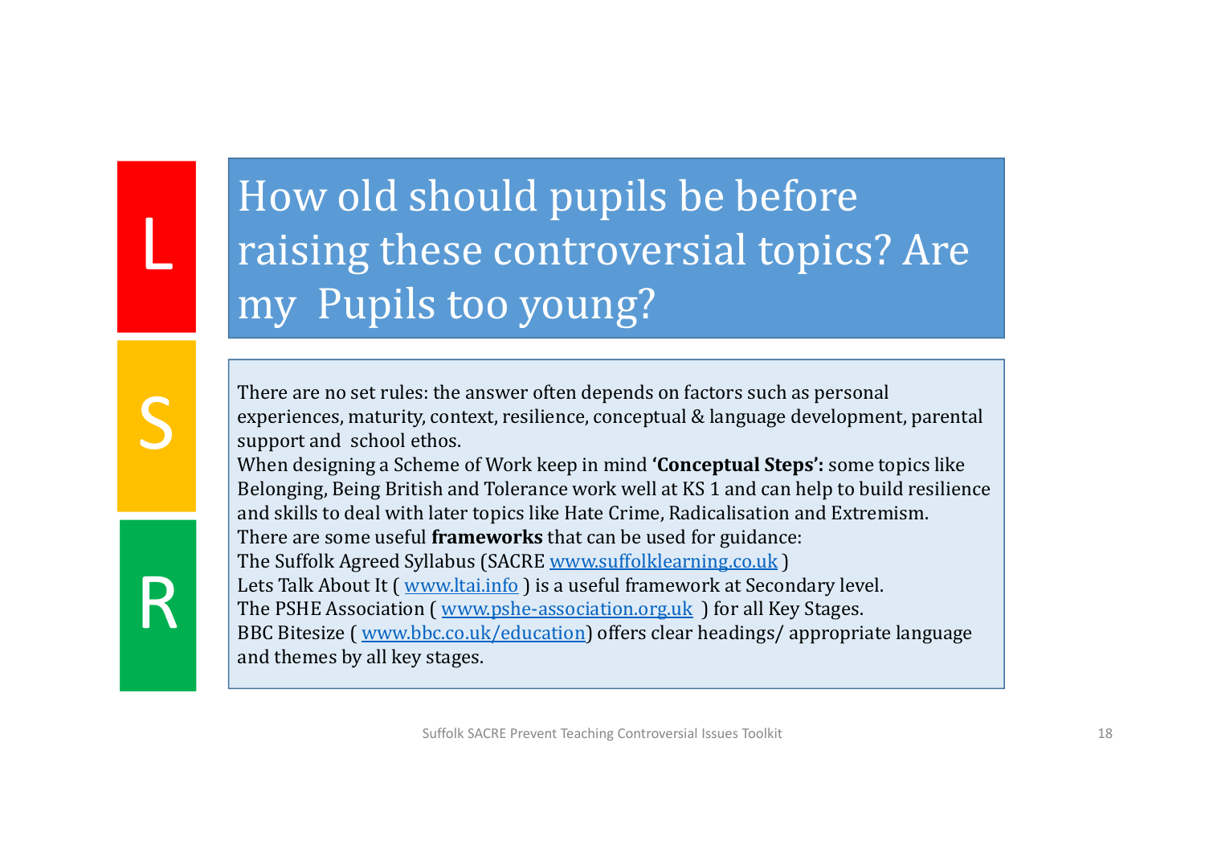L

S

R

# How old should pupils be before raising these controversial topics? Are my Pupils too young?

There are no set rules: the answer often depends on factors such as personal experiences, maturity, context, resilience, conceptual & language development, parental support and school ethos.

When designing a Scheme of Work keep in mind **'Conceptual Steps':** some topics like Belonging, Being British and Tolerance work well at KS 1 and can help to build resilience and skills to deal with later topics like Hate Crime, Radicalisation and Extremism.

There are some useful **frameworks** that can be used for guidance:

The Suffolk Agreed Syllabus (SACRE www.suffolklearning.co.uk )

Lets Talk About It ( www.ltai.info ) is a useful framework at Secondary level.

The PSHE Association ( www.pshe-association.org.uk ) for all Key Stages.

BBC Bitesize ( www.bbc.co.uk/education) offers clear headings/ appropriate language and themes by all key stages.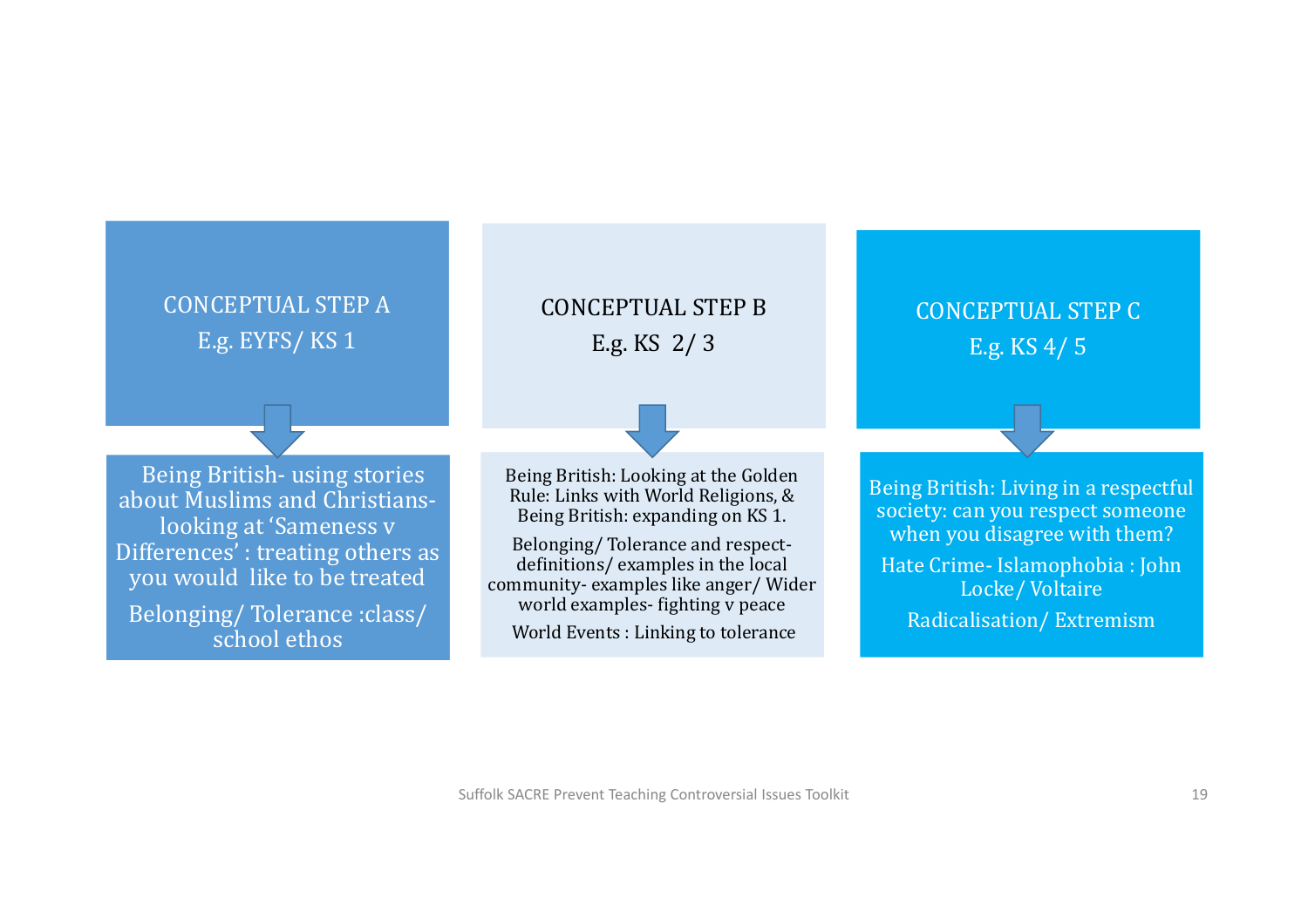## CONCEPTUAL STEP A
E.g. EYFS/ KS 1

Being British- using stories about Muslims and Christians- looking at 'Sameness v Differences' : treating others as you would like to be treated

Belonging/ Tolerance :class/ school ethos

## CONCEPTUAL STEP B
E.g. KS 2/ 3

Being British: Looking at the Golden Rule: Links with World Religions, & Being British: expanding on KS 1.

Belonging/ Tolerance and respect- definitions/ examples in the local community- examples like anger/ Wider world examples- fighting v peace

World Events : Linking to tolerance

## CONCEPTUAL STEP C
E.g. KS 4/ 5

Being British: Living in a respectful society: can you respect someone when you disagree with them?

Hate Crime- Islamophobia : John Locke/ Voltaire

Radicalisation/ Extremism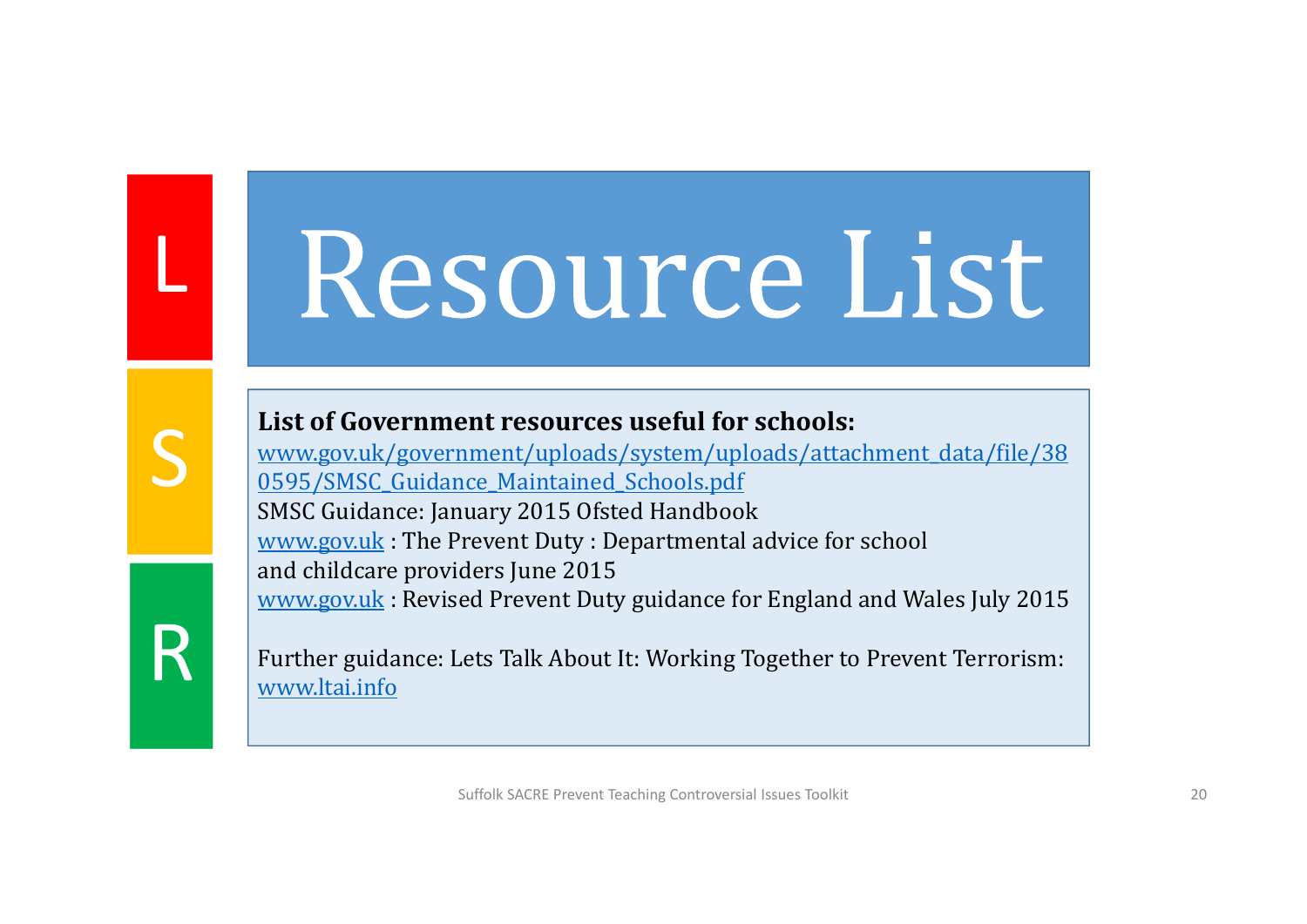L

S

R

# Resource List

**List of Government resources useful for schools:**

www.gov.uk/government/uploads/system/uploads/attachment_data/file/380595/SMSC_Guidance_Maintained_Schools.pdf

SMSC Guidance: January 2015 Ofsted Handbook

www.gov.uk : The Prevent Duty : Departmental advice for school and childcare providers June 2015

www.gov.uk : Revised Prevent Duty guidance for England and Wales July 2015

Further guidance: Lets Talk About It: Working Together to Prevent Terrorism: www.ltai.info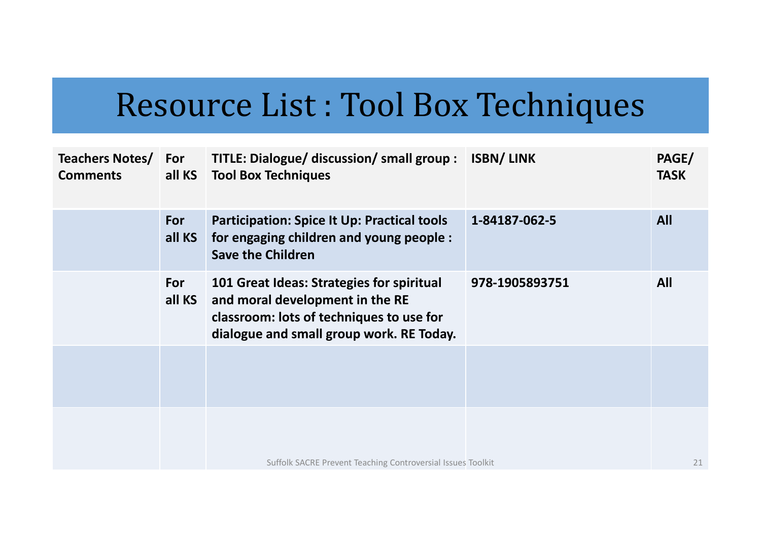# Resource List : Tool Box Techniques

| Teachers Notes/ Comments | For all KS | TITLE: Dialogue/ discussion/ small group : Tool Box Techniques | ISBN/ LINK | PAGE/ TASK |
|---|---|---|---|---|
| | For all KS | Participation: Spice It Up: Practical tools for engaging children and young people : Save the Children | 1-84187-062-5 | All |
| | For all KS | 101 Great Ideas: Strategies for spiritual and moral development in the RE classroom: lots of techniques to use for dialogue and small group work. RE Today. | 978-1905893751 | All |
| | | | | |
| | | | | |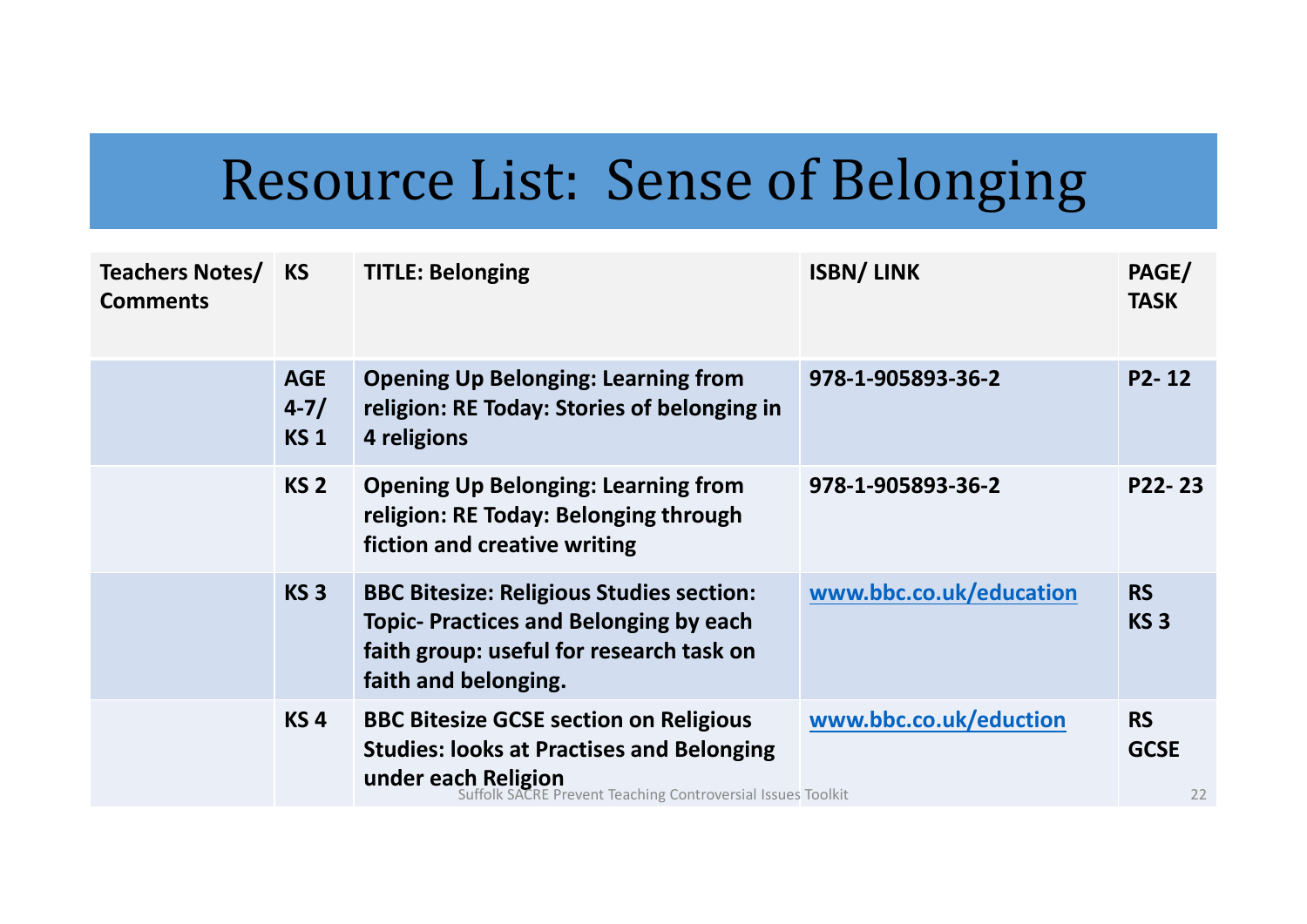# Resource List: Sense of Belonging

| Teachers Notes/ Comments | KS | TITLE: Belonging | ISBN/ LINK | PAGE/ TASK |
|---|---|---|---|---|
| | AGE 4-7/ KS 1 | Opening Up Belonging: Learning from religion: RE Today: Stories of belonging in 4 religions | 978-1-905893-36-2 | P2- 12 |
| | KS 2 | Opening Up Belonging: Learning from religion: RE Today: Belonging through fiction and creative writing | 978-1-905893-36-2 | P22- 23 |
| | KS 3 | BBC Bitesize: Religious Studies section: Topic- Practices and Belonging by each faith group: useful for research task on faith and belonging. | www.bbc.co.uk/education | RS KS 3 |
| | KS 4 | BBC Bitesize GCSE section on Religious Studies: looks at Practises and Belonging under each Religion | www.bbc.co.uk/eduction | RS GCSE |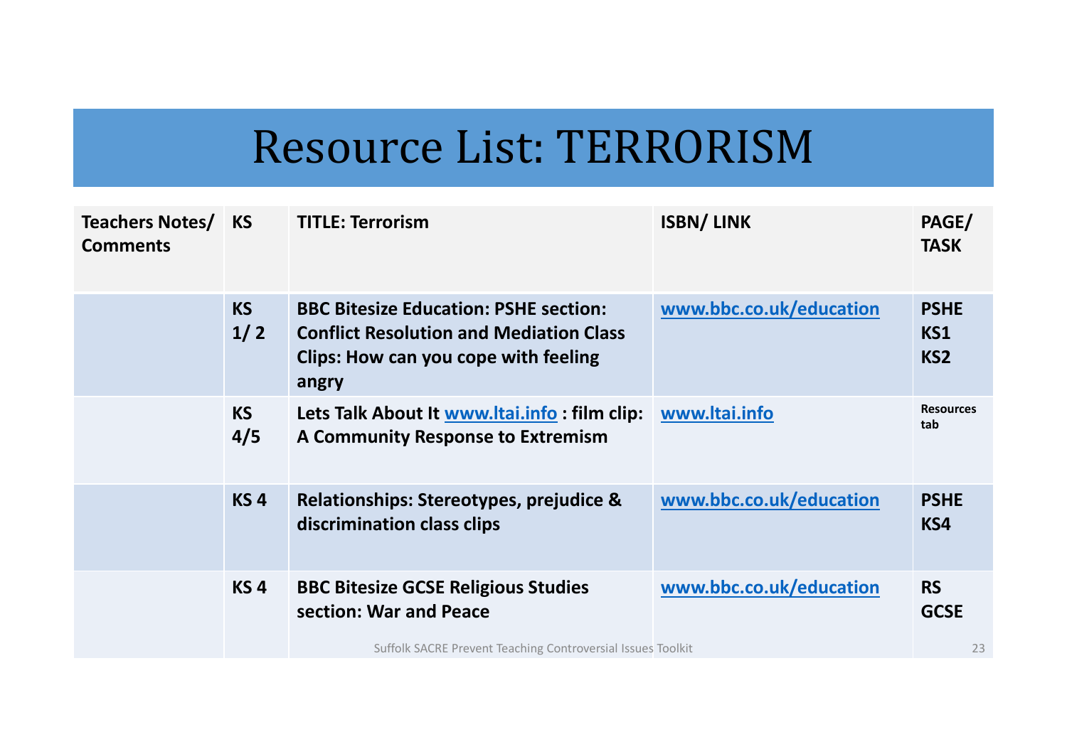# Resource List: TERRORISM

| Teachers Notes/ Comments | KS | TITLE: Terrorism | ISBN/ LINK | PAGE/ TASK |
|---|---|---|---|---|
| | KS 1/ 2 | BBC Bitesize Education: PSHE section: Conflict Resolution and Mediation Class Clips: How can you cope with feeling angry | www.bbc.co.uk/education | PSHE KS1 KS2 |
| | KS 4/5 | Lets Talk About It www.ltai.info : film clip: A Community Response to Extremism | www.ltai.info | Resources tab |
| | KS 4 | Relationships: Stereotypes, prejudice & discrimination class clips | www.bbc.co.uk/education | PSHE KS4 |
| | KS 4 | BBC Bitesize GCSE Religious Studies section: War and Peace | www.bbc.co.uk/education | RS GCSE |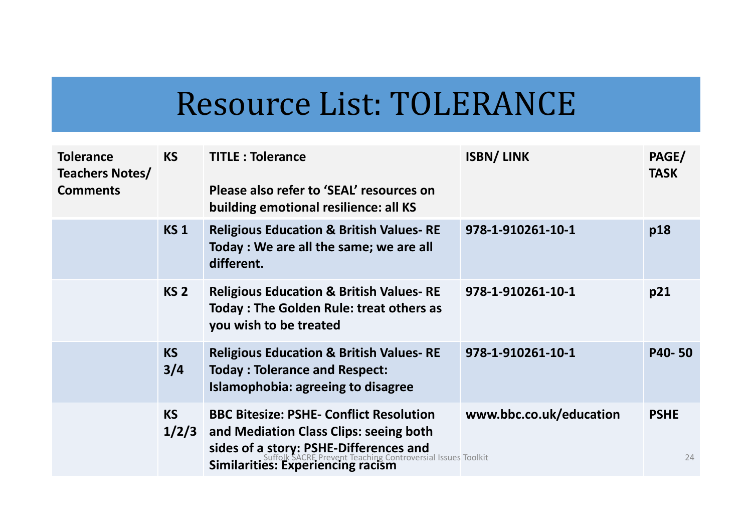# Resource List: TOLERANCE

| Tolerance Teachers Notes/ Comments | KS | TITLE : Tolerance<br><br>Please also refer to 'SEAL' resources on building emotional resilience: all KS | ISBN/ LINK | PAGE/ TASK |
|---|---|---|---|---|
| | KS 1 | Religious Education & British Values- RE Today : We are all the same; we are all different. | 978-1-910261-10-1 | p18 |
| | KS 2 | Religious Education & British Values- RE Today : The Golden Rule: treat others as you wish to be treated | 978-1-910261-10-1 | p21 |
| | KS 3/4 | Religious Education & British Values- RE Today : Tolerance and Respect: Islamophobia: agreeing to disagree | 978-1-910261-10-1 | P40- 50 |
| | KS 1/2/3 | BBC Bitesize: PSHE- Conflict Resolution and Mediation Class Clips: seeing both sides of a story: PSHE-Differences and Similarities: Experiencing racism | www.bbc.co.uk/education | PSHE |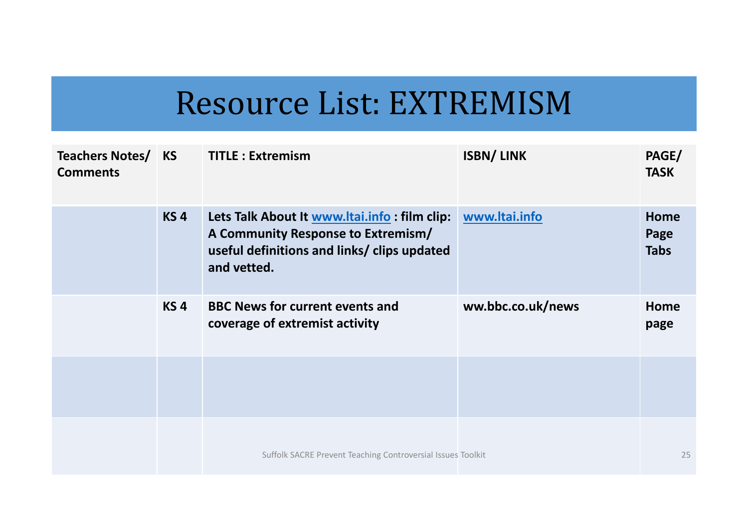# Resource List: EXTREMISM

| Teachers Notes/ Comments | KS | TITLE : Extremism | ISBN/ LINK | PAGE/ TASK |
|---|---|---|---|---|
| | KS 4 | Lets Talk About It [www.ltai.info](www.ltai.info) : film clip: A Community Response to Extremism/ useful definitions and links/ clips updated and vetted. | [www.ltai.info](www.ltai.info) | Home Page Tabs |
| | KS 4 | BBC News for current events and coverage of extremist activity | ww.bbc.co.uk/news | Home page |
| | | | | |
| | | | | |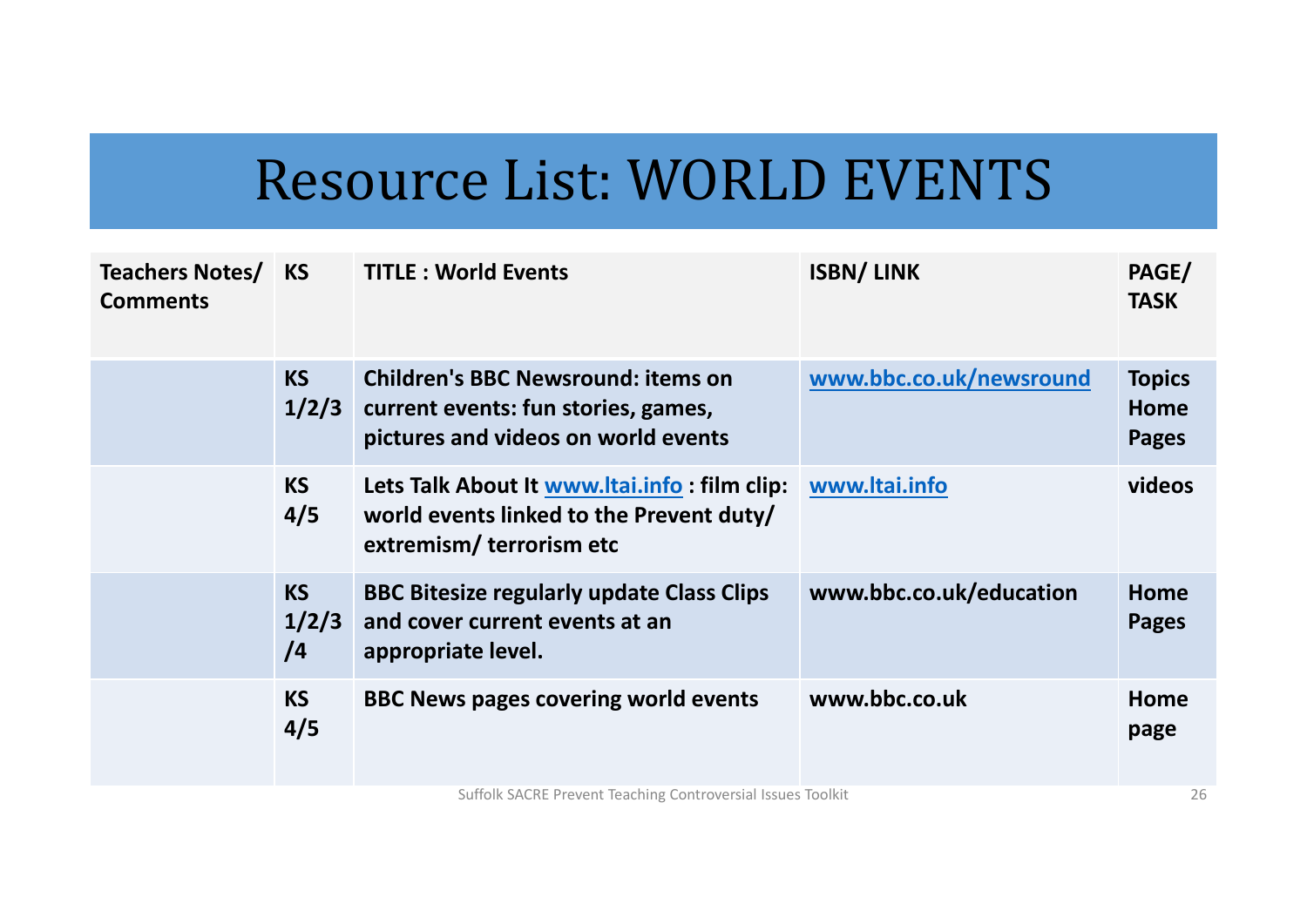# Resource List: WORLD EVENTS

| Teachers Notes/ Comments | KS | TITLE : World Events | ISBN/ LINK | PAGE/ TASK |
|---|---|---|---|---|
| | KS 1/2/3 | Children's BBC Newsround: items on current events: fun stories, games, pictures and videos on world events | www.bbc.co.uk/newsround | Topics Home Pages |
| | KS 4/5 | Lets Talk About It www.ltai.info : film clip: world events linked to the Prevent duty/ extremism/ terrorism etc | www.ltai.info | videos |
| | KS 1/2/3 /4 | BBC Bitesize regularly update Class Clips and cover current events at an appropriate level. | www.bbc.co.uk/education | Home Pages |
| | KS 4/5 | BBC News pages covering world events | www.bbc.co.uk | Home page |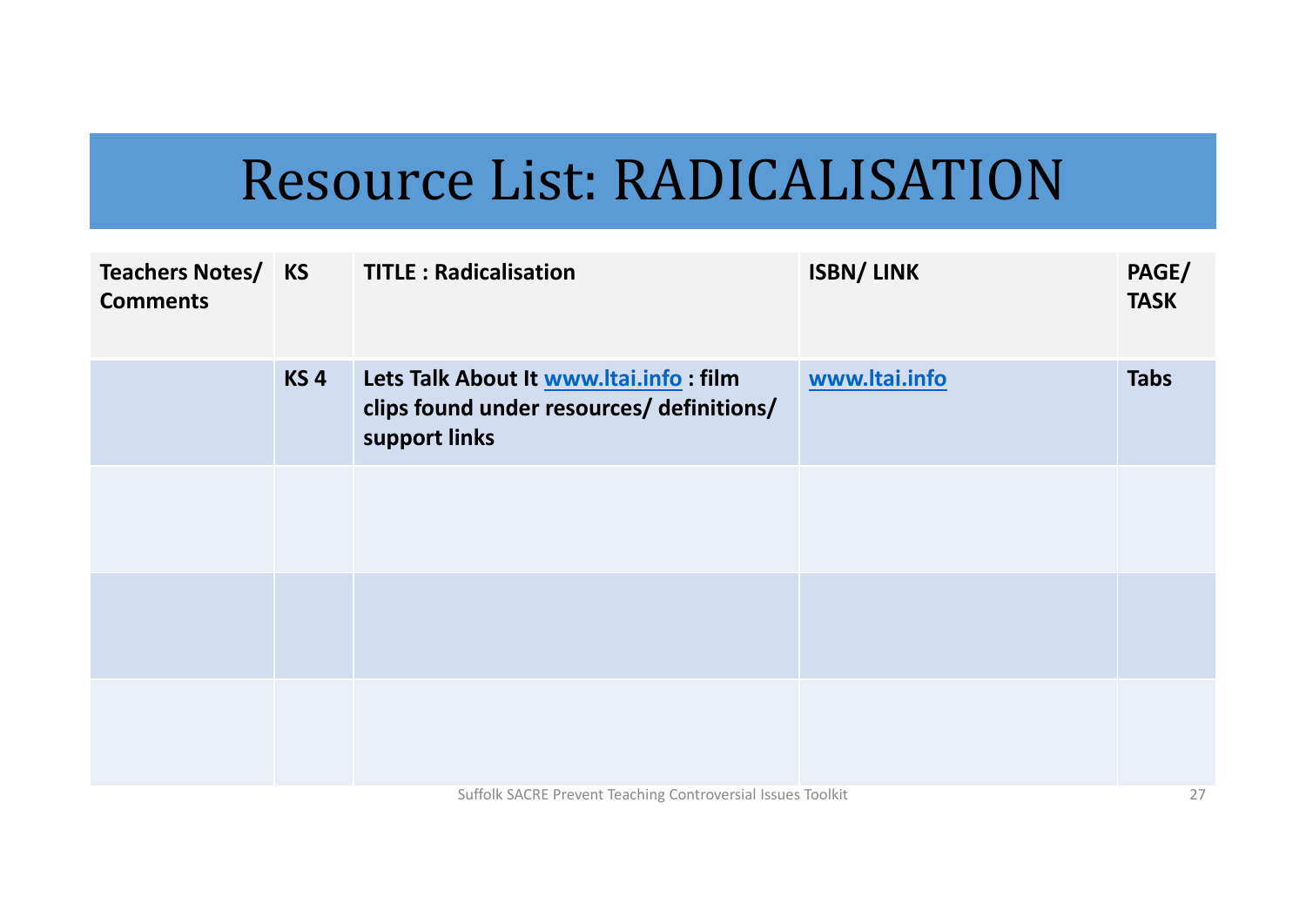# Resource List: RADICALISATION

| Teachers Notes/ Comments | KS | TITLE : Radicalisation | ISBN/ LINK | PAGE/ TASK |
|---|---|---|---|---|
| | KS 4 | Lets Talk About It www.ltai.info : film clips found under resources/ definitions/ support links | www.ltai.info | Tabs |
| | | | | |
| | | | | |
| | | | | |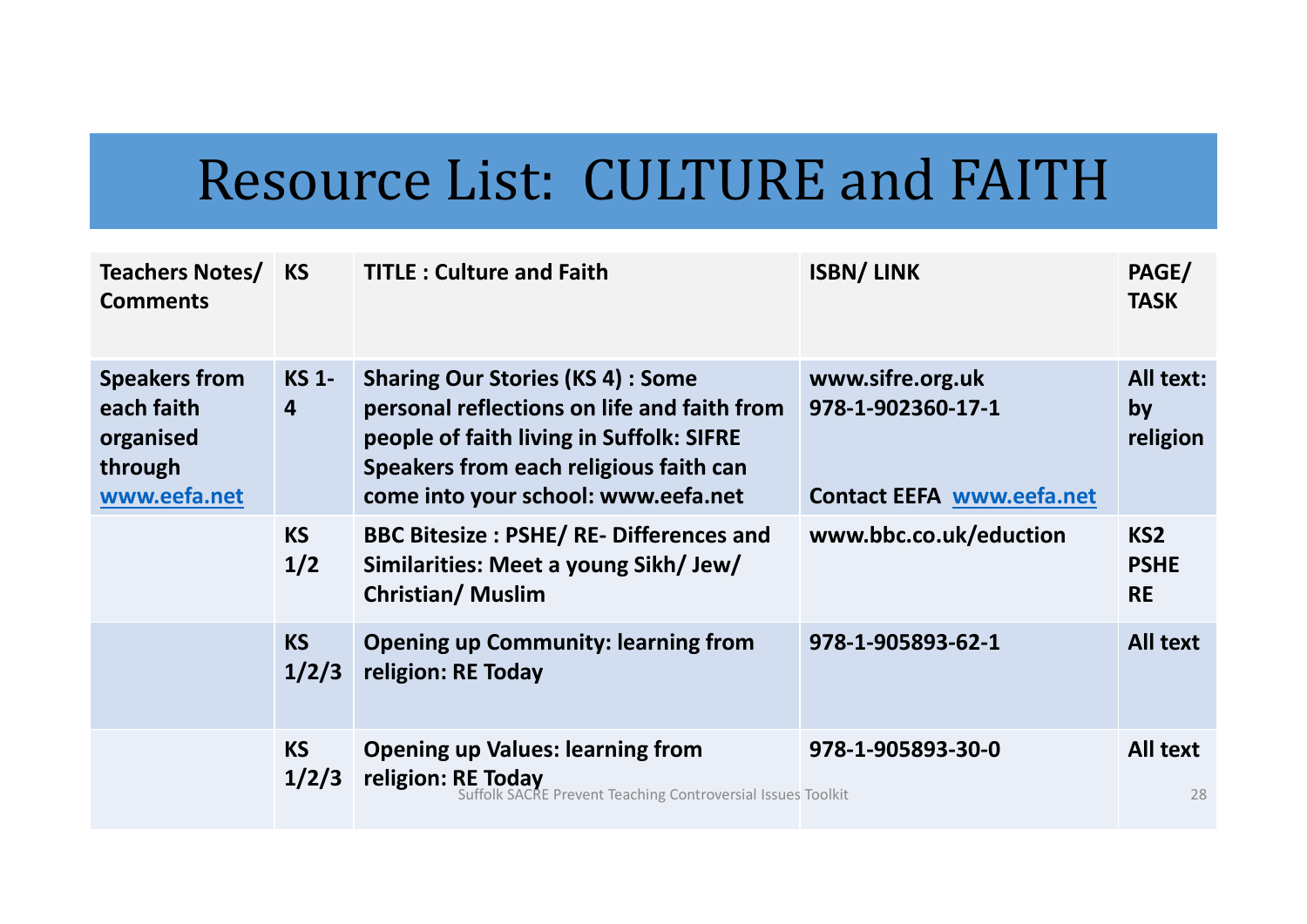# Resource List: CULTURE and FAITH

| Teachers Notes/ Comments | KS | TITLE : Culture and Faith | ISBN/ LINK | PAGE/ TASK |
|---|---|---|---|---|
| Speakers from each faith organised through www.eefa.net | KS 1-4 | Sharing Our Stories (KS 4) : Some personal reflections on life and faith from people of faith living in Suffolk: SIFRE Speakers from each religious faith can come into your school: www.eefa.net | www.sifre.org.uk 978-1-902360-17-1 Contact EEFA www.eefa.net | All text: by religion |
| | KS 1/2 | BBC Bitesize : PSHE/ RE- Differences and Similarities: Meet a young Sikh/ Jew/ Christian/ Muslim | www.bbc.co.uk/eduction | KS2 PSHE RE |
| | KS 1/2/3 | Opening up Community: learning from religion: RE Today | 978-1-905893-62-1 | All text |
| | KS 1/2/3 | Opening up Values: learning from religion: RE Today | 978-1-905893-30-0 | All text |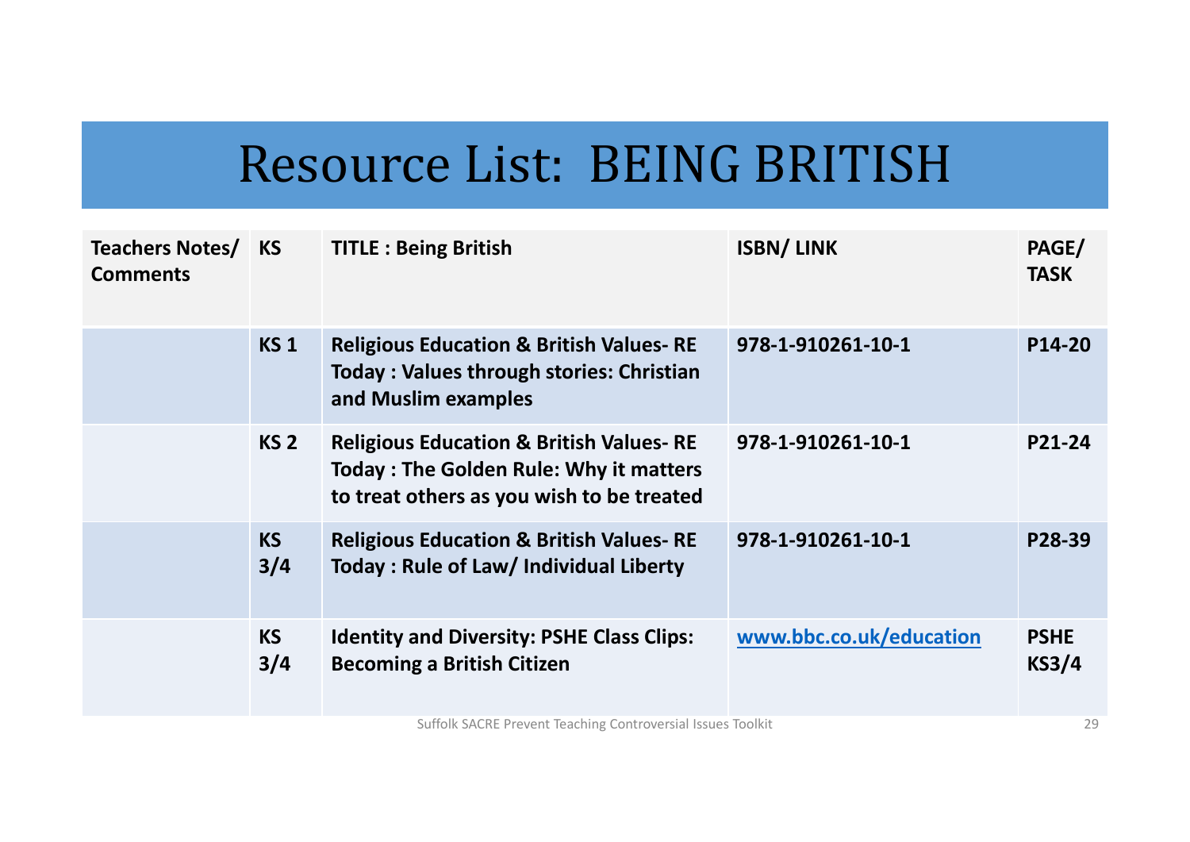# Resource List: BEING BRITISH

| Teachers Notes/ Comments | KS | TITLE : Being British | ISBN/ LINK | PAGE/ TASK |
|---|---|---|---|---|
| | KS 1 | Religious Education & British Values- RE Today : Values through stories: Christian and Muslim examples | 978-1-910261-10-1 | P14-20 |
| | KS 2 | Religious Education & British Values- RE Today : The Golden Rule: Why it matters to treat others as you wish to be treated | 978-1-910261-10-1 | P21-24 |
| | KS 3/4 | Religious Education & British Values- RE Today : Rule of Law/ Individual Liberty | 978-1-910261-10-1 | P28-39 |
| | KS 3/4 | Identity and Diversity: PSHE Class Clips: Becoming a British Citizen | www.bbc.co.uk/education | PSHE KS3/4 |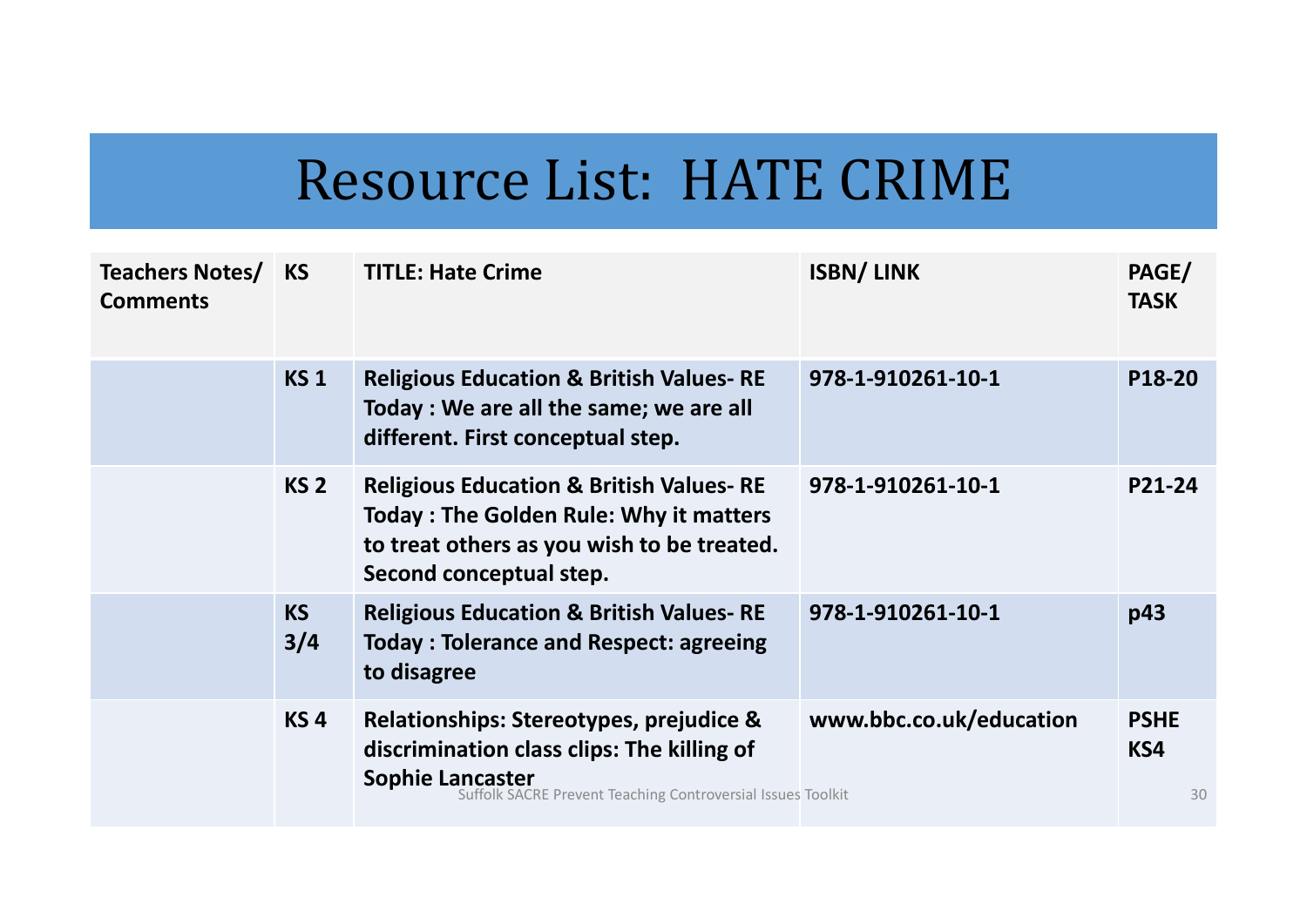# Resource List: HATE CRIME

| Teachers Notes/ Comments | KS | TITLE: Hate Crime | ISBN/ LINK | PAGE/ TASK |
|---|---|---|---|---|
| | KS 1 | Religious Education & British Values- RE Today : We are all the same; we are all different. First conceptual step. | 978-1-910261-10-1 | P18-20 |
| | KS 2 | Religious Education & British Values- RE Today : The Golden Rule: Why it matters to treat others as you wish to be treated. Second conceptual step. | 978-1-910261-10-1 | P21-24 |
| | KS 3/4 | Religious Education & British Values- RE Today : Tolerance and Respect: agreeing to disagree | 978-1-910261-10-1 | p43 |
| | KS 4 | Relationships: Stereotypes, prejudice & discrimination class clips: The killing of Sophie Lancaster | www.bbc.co.uk/education | PSHE KS4 |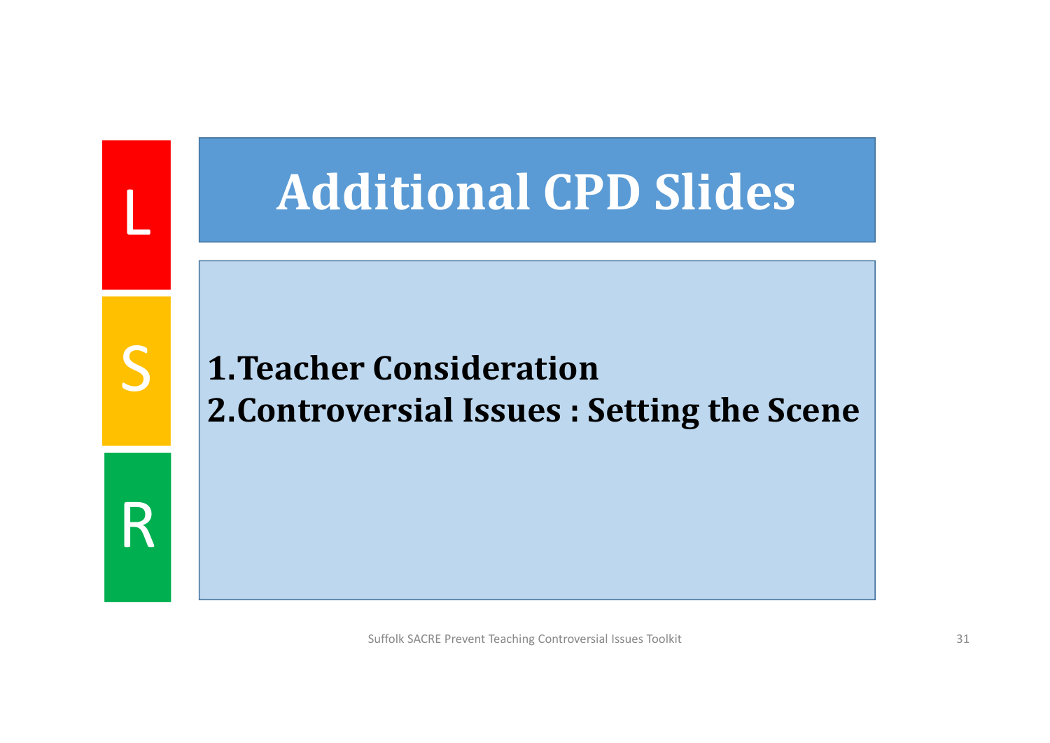L

S

R

# Additional CPD Slides

1. **Teacher Consideration**
2. **Controversial Issues : Setting the Scene**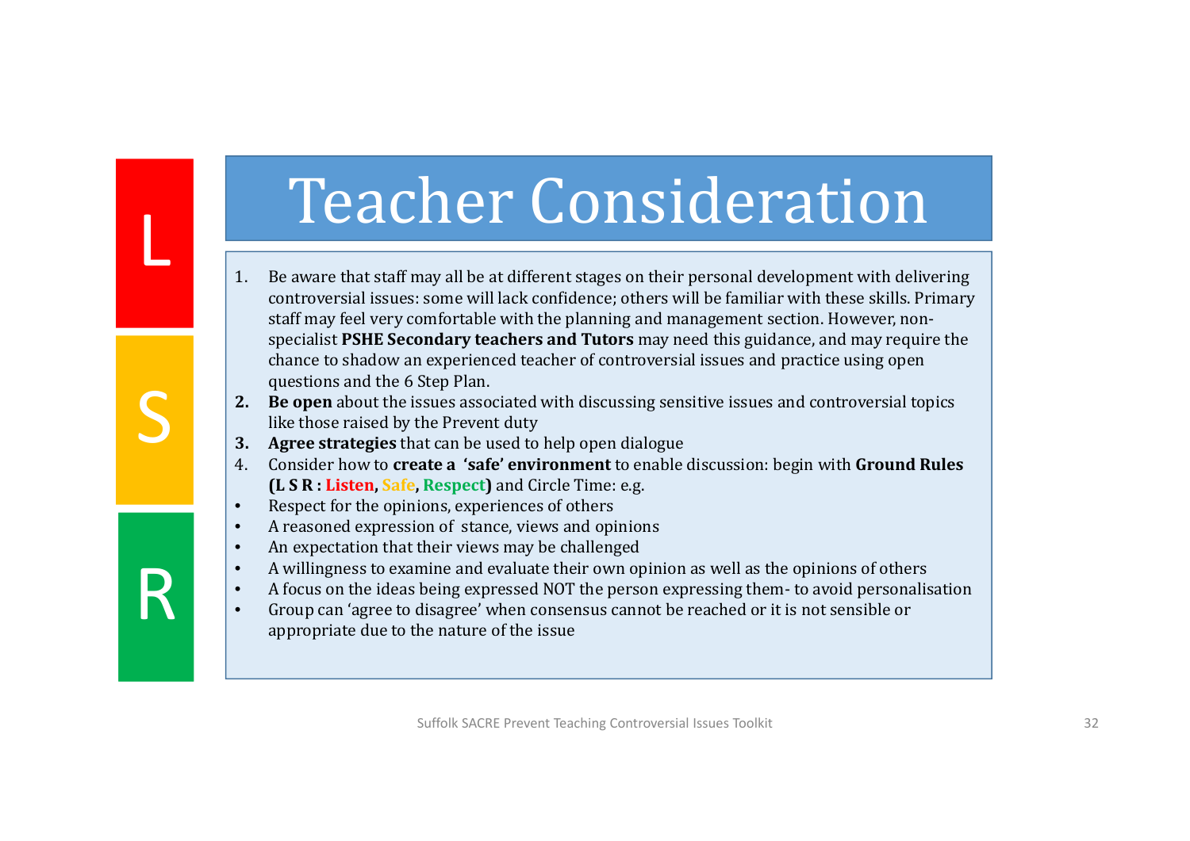L

S

R

# Teacher Consideration

1. Be aware that staff may all be at different stages on their personal development with delivering controversial issues: some will lack confidence; others will be familiar with these skills. Primary staff may feel very comfortable with the planning and management section. However, non-specialist **PSHE Secondary teachers and Tutors** may need this guidance, and may require the chance to shadow an experienced teacher of controversial issues and practice using open questions and the 6 Step Plan.
2. **Be open** about the issues associated with discussing sensitive issues and controversial topics like those raised by the Prevent duty
3. **Agree strategies** that can be used to help open dialogue
4. Consider how to **create a 'safe' environment** to enable discussion: begin with **Ground Rules (L S R : Listen, Safe, Respect)** and Circle Time: e.g.

- Respect for the opinions, experiences of others
- A reasoned expression of stance, views and opinions
- An expectation that their views may be challenged
- A willingness to examine and evaluate their own opinion as well as the opinions of others
- A focus on the ideas being expressed NOT the person expressing them- to avoid personalisation
- Group can 'agree to disagree' when consensus cannot be reached or it is not sensible or appropriate due to the nature of the issue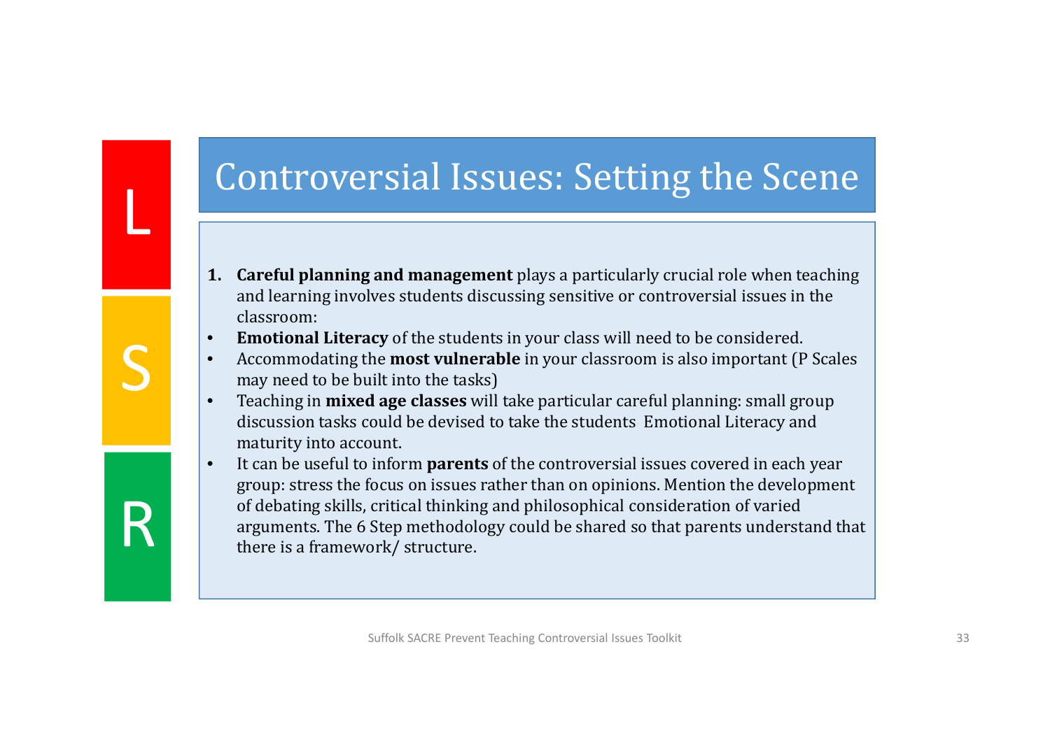L

S

R

# Controversial Issues: Setting the Scene

1. **Careful planning and management** plays a particularly crucial role when teaching and learning involves students discussing sensitive or controversial issues in the classroom:

- **Emotional Literacy** of the students in your class will need to be considered.
- Accommodating the **most vulnerable** in your classroom is also important (P Scales may need to be built into the tasks)
- Teaching in **mixed age classes** will take particular careful planning: small group discussion tasks could be devised to take the students Emotional Literacy and maturity into account.
- It can be useful to inform **parents** of the controversial issues covered in each year group: stress the focus on issues rather than on opinions. Mention the development of debating skills, critical thinking and philosophical consideration of varied arguments. The 6 Step methodology could be shared so that parents understand that there is a framework/ structure.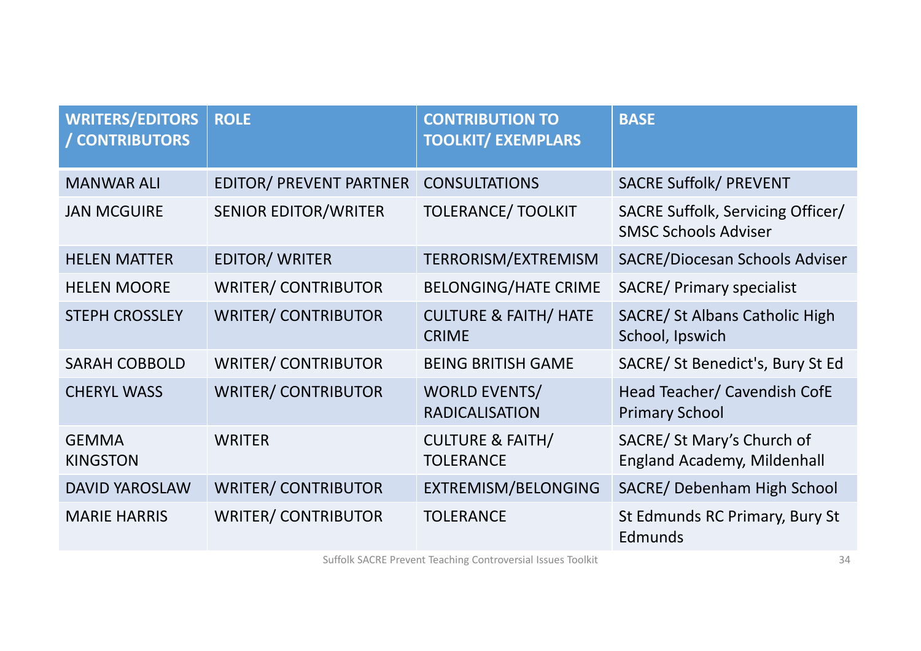| WRITERS/EDITORS / CONTRIBUTORS | ROLE | CONTRIBUTION TO TOOLKIT/ EXEMPLARS | BASE |
|---|---|---|---|
| MANWAR ALI | EDITOR/ PREVENT PARTNER | CONSULTATIONS | SACRE Suffolk/ PREVENT |
| JAN MCGUIRE | SENIOR EDITOR/WRITER | TOLERANCE/ TOOLKIT | SACRE Suffolk, Servicing Officer/ SMSC Schools Adviser |
| HELEN MATTER | EDITOR/ WRITER | TERRORISM/EXTREMISM | SACRE/Diocesan Schools Adviser |
| HELEN MOORE | WRITER/ CONTRIBUTOR | BELONGING/HATE CRIME | SACRE/ Primary specialist |
| STEPH CROSSLEY | WRITER/ CONTRIBUTOR | CULTURE & FAITH/ HATE CRIME | SACRE/ St Albans Catholic High School, Ipswich |
| SARAH COBBOLD | WRITER/ CONTRIBUTOR | BEING BRITISH GAME | SACRE/ St Benedict's, Bury St Ed |
| CHERYL WASS | WRITER/ CONTRIBUTOR | WORLD EVENTS/ RADICALISATION | Head Teacher/ Cavendish CofE Primary School |
| GEMMA KINGSTON | WRITER | CULTURE & FAITH/ TOLERANCE | SACRE/ St Mary's Church of England Academy, Mildenhall |
| DAVID YAROSLAW | WRITER/ CONTRIBUTOR | EXTREMISM/BELONGING | SACRE/ Debenham High School |
| MARIE HARRIS | WRITER/ CONTRIBUTOR | TOLERANCE | St Edmunds RC Primary, Bury St Edmunds |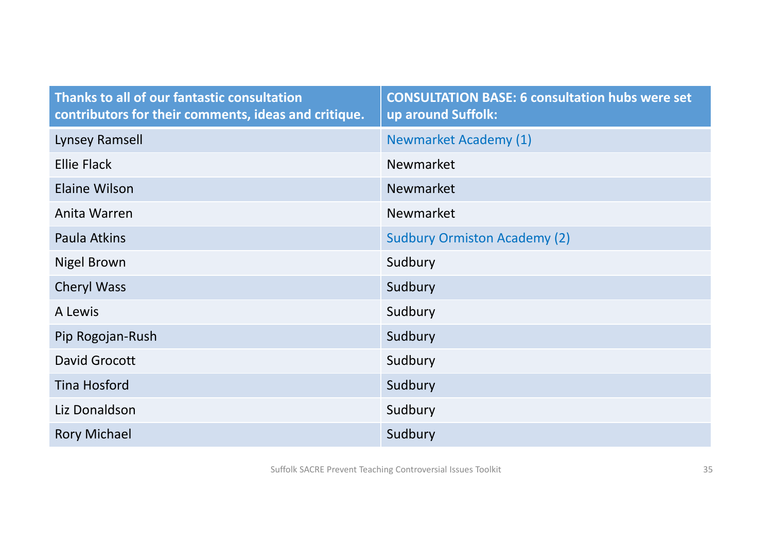| **Thanks to all of our fantastic consultation contributors for their comments, ideas and critique.** | **CONSULTATION BASE: 6 consultation hubs were set up around Suffolk:** |
|---|---|
| Lynsey Ramsell | Newmarket Academy (1) |
| Ellie Flack | Newmarket |
| Elaine Wilson | Newmarket |
| Anita Warren | Newmarket |
| Paula Atkins | Sudbury Ormiston Academy (2) |
| Nigel Brown | Sudbury |
| Cheryl Wass | Sudbury |
| A Lewis | Sudbury |
| Pip Rogojan-Rush | Sudbury |
| David Grocott | Sudbury |
| Tina Hosford | Sudbury |
| Liz Donaldson | Sudbury |
| Rory Michael | Sudbury |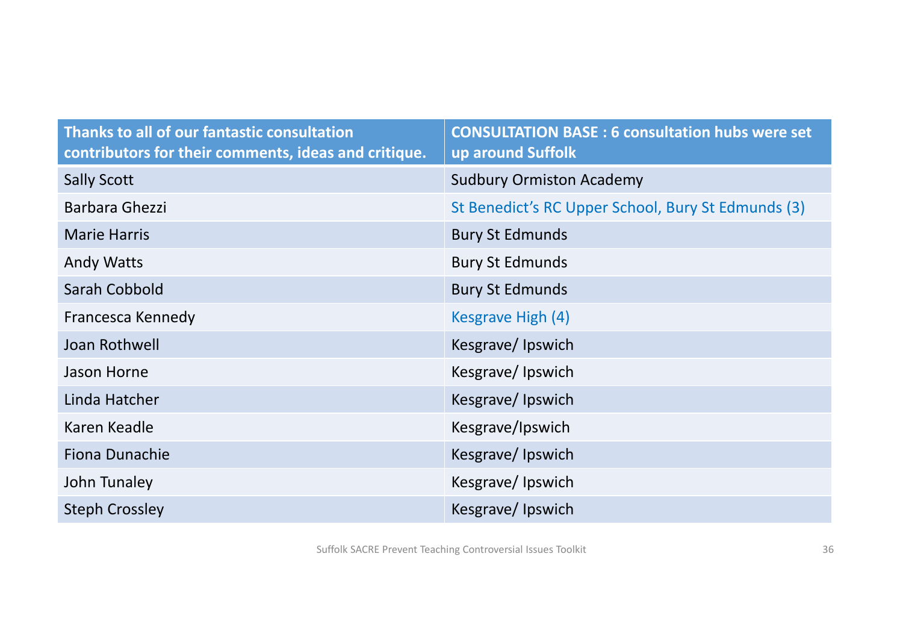| Thanks to all of our fantastic consultation contributors for their comments, ideas and critique. | CONSULTATION BASE : 6 consultation hubs were set up around Suffolk |
|---|---|
| Sally Scott | Sudbury Ormiston Academy |
| Barbara Ghezzi | St Benedict's RC Upper School, Bury St Edmunds (3) |
| Marie Harris | Bury St Edmunds |
| Andy Watts | Bury St Edmunds |
| Sarah Cobbold | Bury St Edmunds |
| Francesca Kennedy | Kesgrave High (4) |
| Joan Rothwell | Kesgrave/ Ipswich |
| Jason Horne | Kesgrave/ Ipswich |
| Linda Hatcher | Kesgrave/ Ipswich |
| Karen Keadle | Kesgrave/Ipswich |
| Fiona Dunachie | Kesgrave/ Ipswich |
| John Tunaley | Kesgrave/ Ipswich |
| Steph Crossley | Kesgrave/ Ipswich |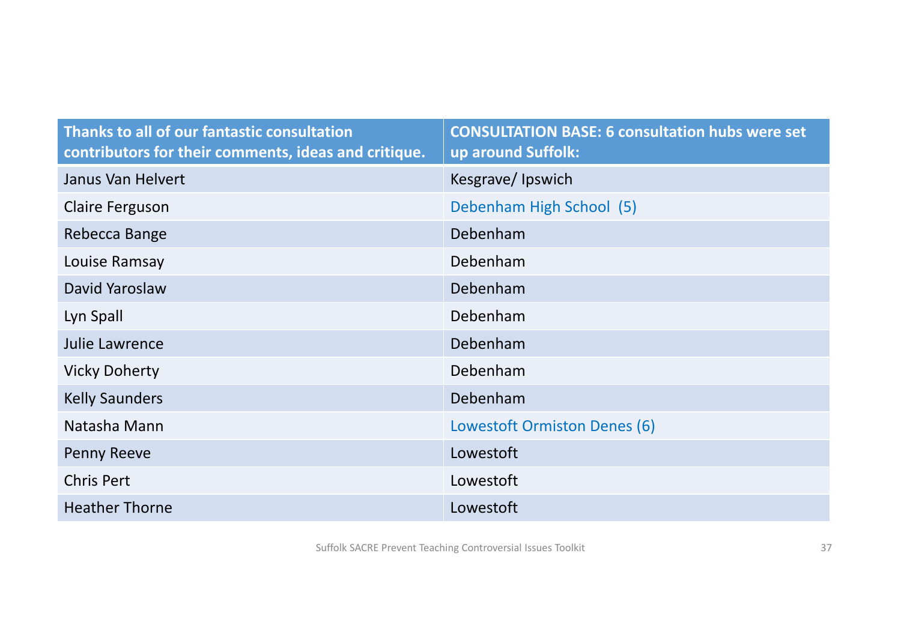| Thanks to all of our fantastic consultation contributors for their comments, ideas and critique. | CONSULTATION BASE: 6 consultation hubs were set up around Suffolk: |
|---|---|
| Janus Van Helvert | Kesgrave/ Ipswich |
| Claire Ferguson | Debenham High School (5) |
| Rebecca Bange | Debenham |
| Louise Ramsay | Debenham |
| David Yaroslaw | Debenham |
| Lyn Spall | Debenham |
| Julie Lawrence | Debenham |
| Vicky Doherty | Debenham |
| Kelly Saunders | Debenham |
| Natasha Mann | Lowestoft Ormiston Denes (6) |
| Penny Reeve | Lowestoft |
| Chris Pert | Lowestoft |
| Heather Thorne | Lowestoft |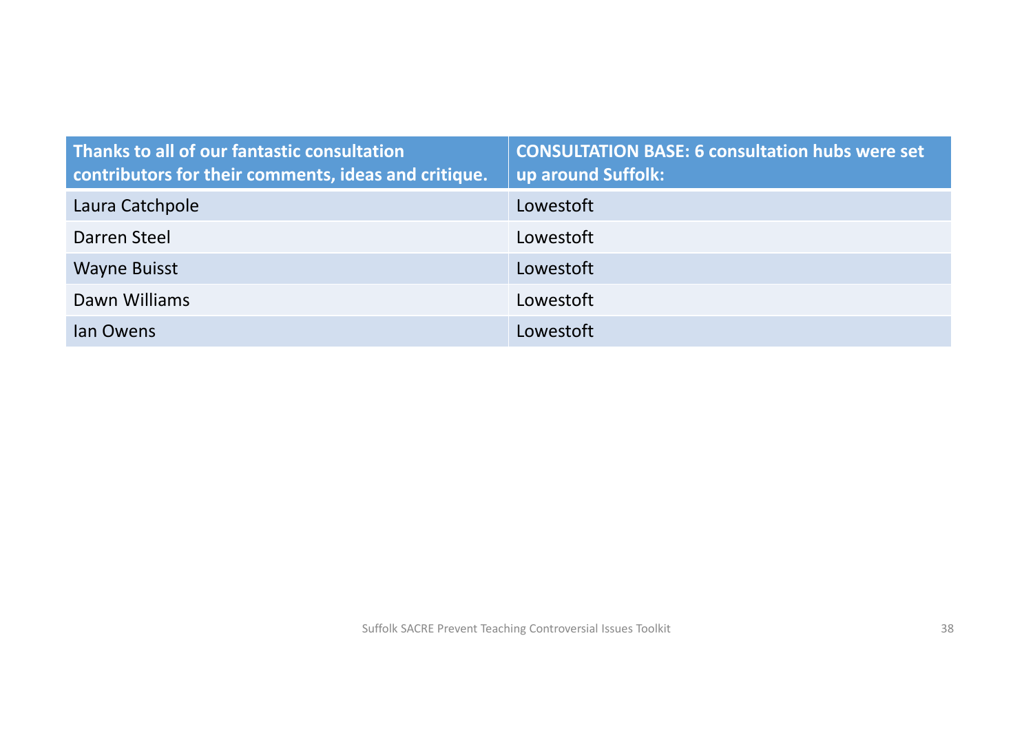| **Thanks to all of our fantastic consultation contributors for their comments, ideas and critique.** | **CONSULTATION BASE: 6 consultation hubs were set up around Suffolk:** |
|---|---|
| Laura Catchpole | Lowestoft |
| Darren Steel | Lowestoft |
| Wayne Buisst | Lowestoft |
| Dawn Williams | Lowestoft |
| Ian Owens | Lowestoft |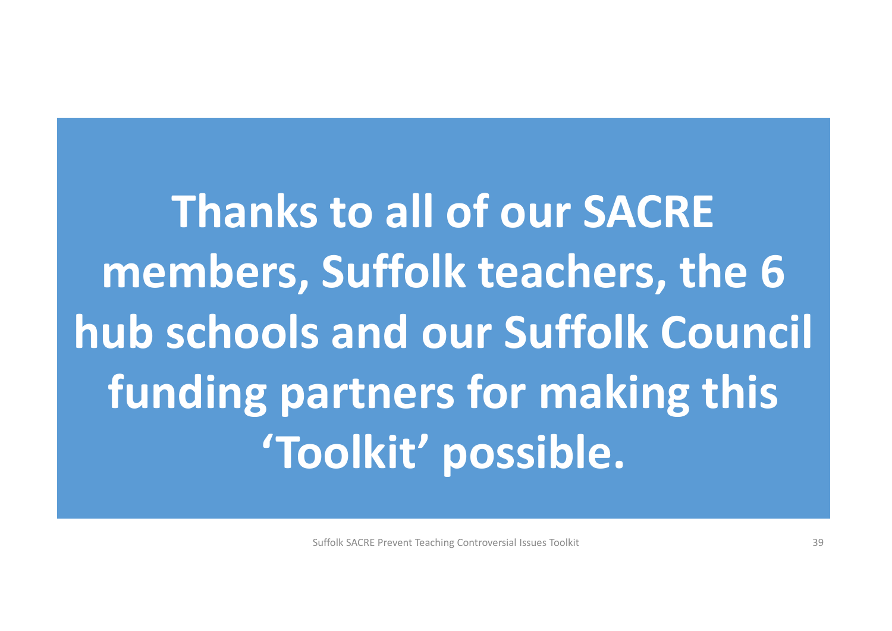**Thanks to all of our SACRE members, Suffolk teachers, the 6 hub schools and our Suffolk Council funding partners for making this ‘Toolkit’ possible.**